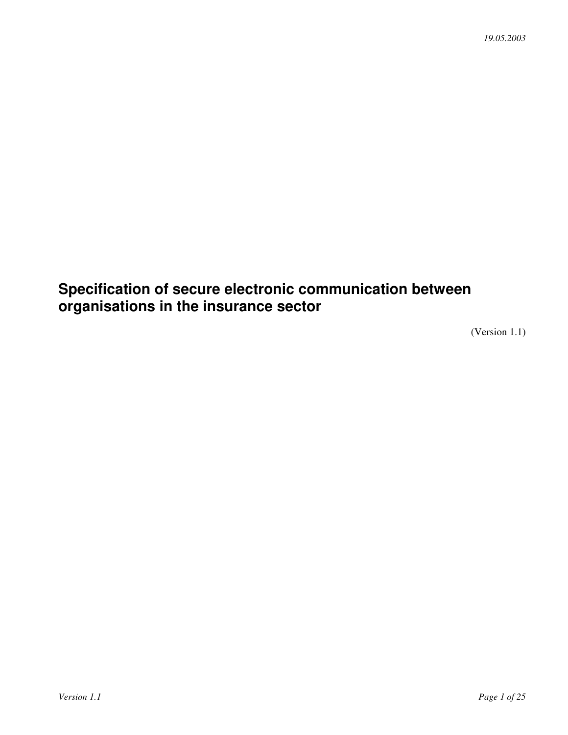*19.05.2003*

# Specification of secure electronic communication between organisations in the insurance sector

(Version 1.1)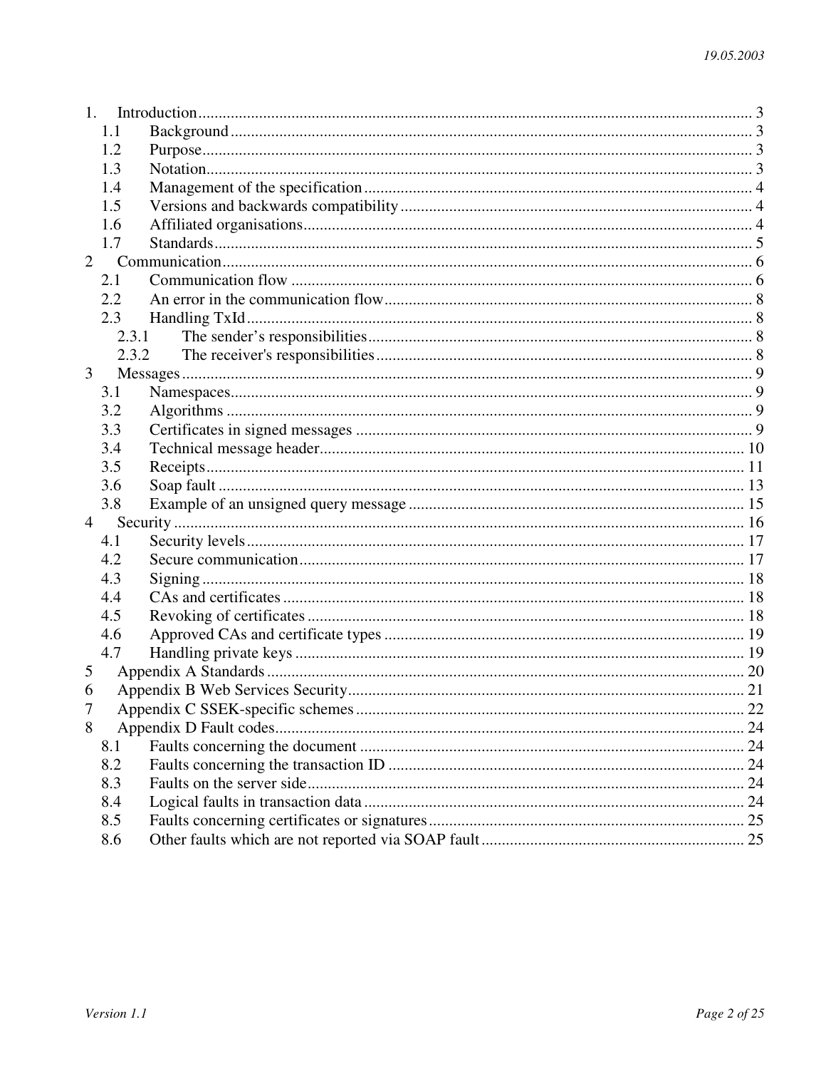1. Introduction ..... 3
   - 1.1 Background ..... 3
   - 1.2 Purpose ..... 3
   - 1.3 Notation ..... 3
   - 1.4 Management of the specification ..... 4
   - 1.5 Versions and backwards compatibility ..... 4
   - 1.6 Affiliated organisations ..... 4
   - 1.7 Standards ..... 5
2 Communication ..... 6
   - 2.1 Communication flow ..... 6
   - 2.2 An error in the communication flow ..... 8
   - 2.3 Handling TxId ..... 8
     - 2.3.1 The sender's responsibilities ..... 8
     - 2.3.2 The receiver's responsibilities ..... 8
3 Messages ..... 9
   - 3.1 Namespaces ..... 9
   - 3.2 Algorithms ..... 9
   - 3.3 Certificates in signed messages ..... 9
   - 3.4 Technical message header ..... 10
   - 3.5 Receipts ..... 11
   - 3.6 Soap fault ..... 13
   - 3.8 Example of an unsigned query message ..... 15
4 Security ..... 16
   - 4.1 Security levels ..... 17
   - 4.2 Secure communication ..... 17
   - 4.3 Signing ..... 18
   - 4.4 CAs and certificates ..... 18
   - 4.5 Revoking of certificates ..... 18
   - 4.6 Approved CAs and certificate types ..... 19
   - 4.7 Handling private keys ..... 19
5 Appendix A Standards ..... 20
6 Appendix B Web Services Security ..... 21
7 Appendix C SSEK-specific schemes ..... 22
8 Appendix D Fault codes ..... 24
   - 8.1 Faults concerning the document ..... 24
   - 8.2 Faults concerning the transaction ID ..... 24
   - 8.3 Faults on the server side ..... 24
   - 8.4 Logical faults in transaction data ..... 24
   - 8.5 Faults concerning certificates or signatures ..... 25
   - 8.6 Other faults which are not reported via SOAP fault ..... 25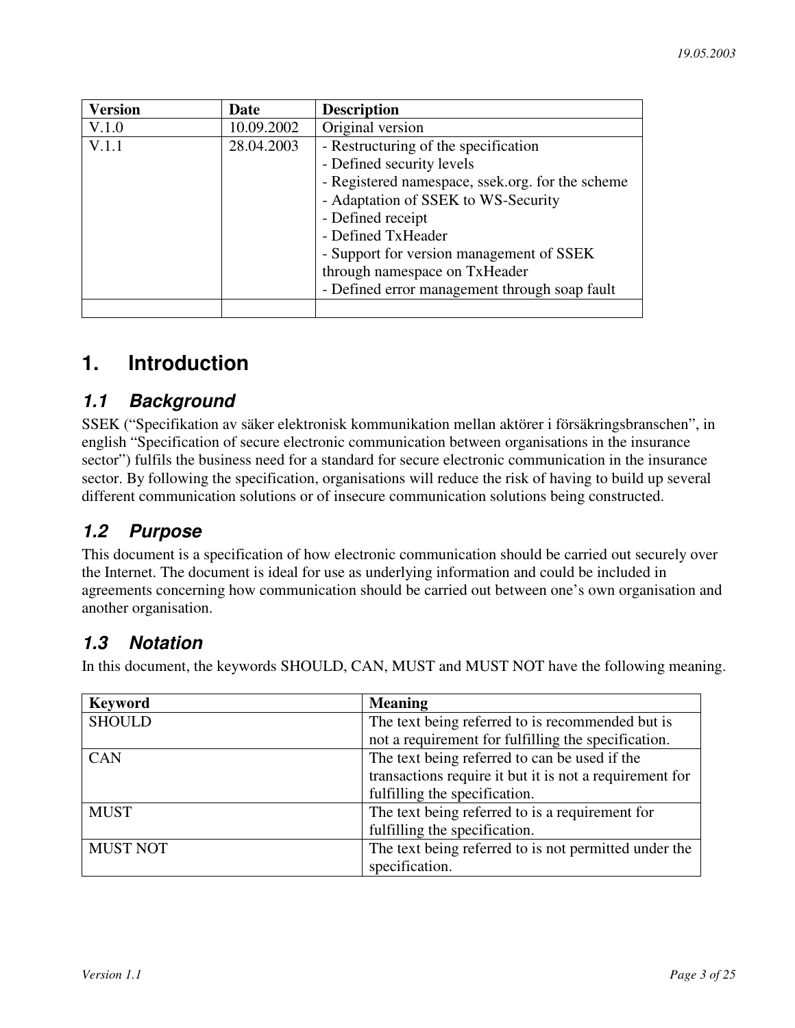| Version | Date | Description |
|---|---|---|
| V.1.0 | 10.09.2002 | Original version |
| V.1.1 | 28.04.2003 | - Restructuring of the specification<br>- Defined security levels<br>- Registered namespace, ssek.org. for the scheme<br>- Adaptation of SSEK to WS-Security<br>- Defined receipt<br>- Defined TxHeader<br>- Support for version management of SSEK through namespace on TxHeader<br>- Defined error management through soap fault |
| | | |

# 1. Introduction

## 1.1 Background

SSEK ("Specifikation av säker elektronisk kommunikation mellan aktörer i försäkringsbranschen", in english "Specification of secure electronic communication between organisations in the insurance sector") fulfils the business need for a standard for secure electronic communication in the insurance sector. By following the specification, organisations will reduce the risk of having to build up several different communication solutions or of insecure communication solutions being constructed.

## 1.2 Purpose

This document is a specification of how electronic communication should be carried out securely over the Internet. The document is ideal for use as underlying information and could be included in agreements concerning how communication should be carried out between one's own organisation and another organisation.

## 1.3 Notation

In this document, the keywords SHOULD, CAN, MUST and MUST NOT have the following meaning.

| Keyword | Meaning |
|---|---|
| SHOULD | The text being referred to is recommended but is not a requirement for fulfilling the specification. |
| CAN | The text being referred to can be used if the transactions require it but it is not a requirement for fulfilling the specification. |
| MUST | The text being referred to is a requirement for fulfilling the specification. |
| MUST NOT | The text being referred to is not permitted under the specification. |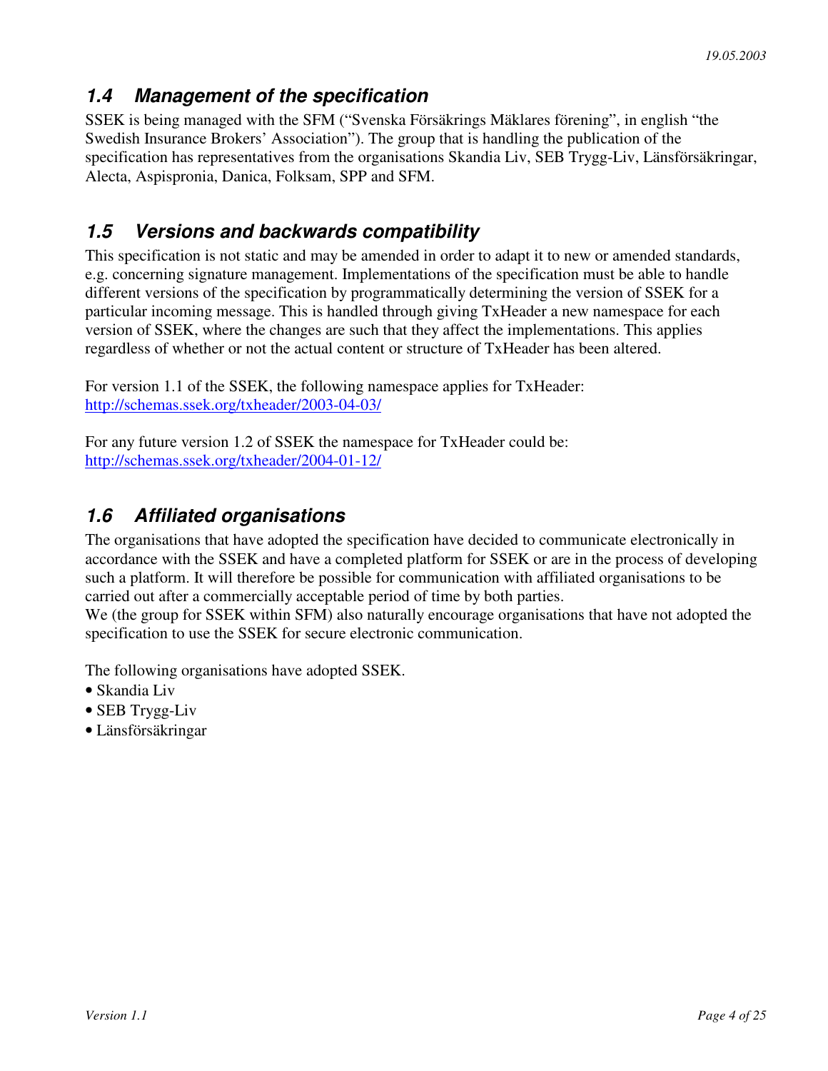## 1.4 Management of the specification

SSEK is being managed with the SFM ("Svenska Försäkrings Mäklares förening", in english "the Swedish Insurance Brokers' Association"). The group that is handling the publication of the specification has representatives from the organisations Skandia Liv, SEB Trygg-Liv, Länsförsäkringar, Alecta, Aspispronia, Danica, Folksam, SPP and SFM.

## 1.5 Versions and backwards compatibility

This specification is not static and may be amended in order to adapt it to new or amended standards, e.g. concerning signature management. Implementations of the specification must be able to handle different versions of the specification by programmatically determining the version of SSEK for a particular incoming message. This is handled through giving TxHeader a new namespace for each version of SSEK, where the changes are such that they affect the implementations. This applies regardless of whether or not the actual content or structure of TxHeader has been altered.

For version 1.1 of the SSEK, the following namespace applies for TxHeader:
http://schemas.ssek.org/txheader/2003-04-03/

For any future version 1.2 of SSEK the namespace for TxHeader could be:
http://schemas.ssek.org/txheader/2004-01-12/

## 1.6 Affiliated organisations

The organisations that have adopted the specification have decided to communicate electronically in accordance with the SSEK and have a completed platform for SSEK or are in the process of developing such a platform. It will therefore be possible for communication with affiliated organisations to be carried out after a commercially acceptable period of time by both parties.
We (the group for SSEK within SFM) also naturally encourage organisations that have not adopted the specification to use the SSEK for secure electronic communication.

The following organisations have adopted SSEK.

- Skandia Liv
- SEB Trygg-Liv
- Länsförsäkringar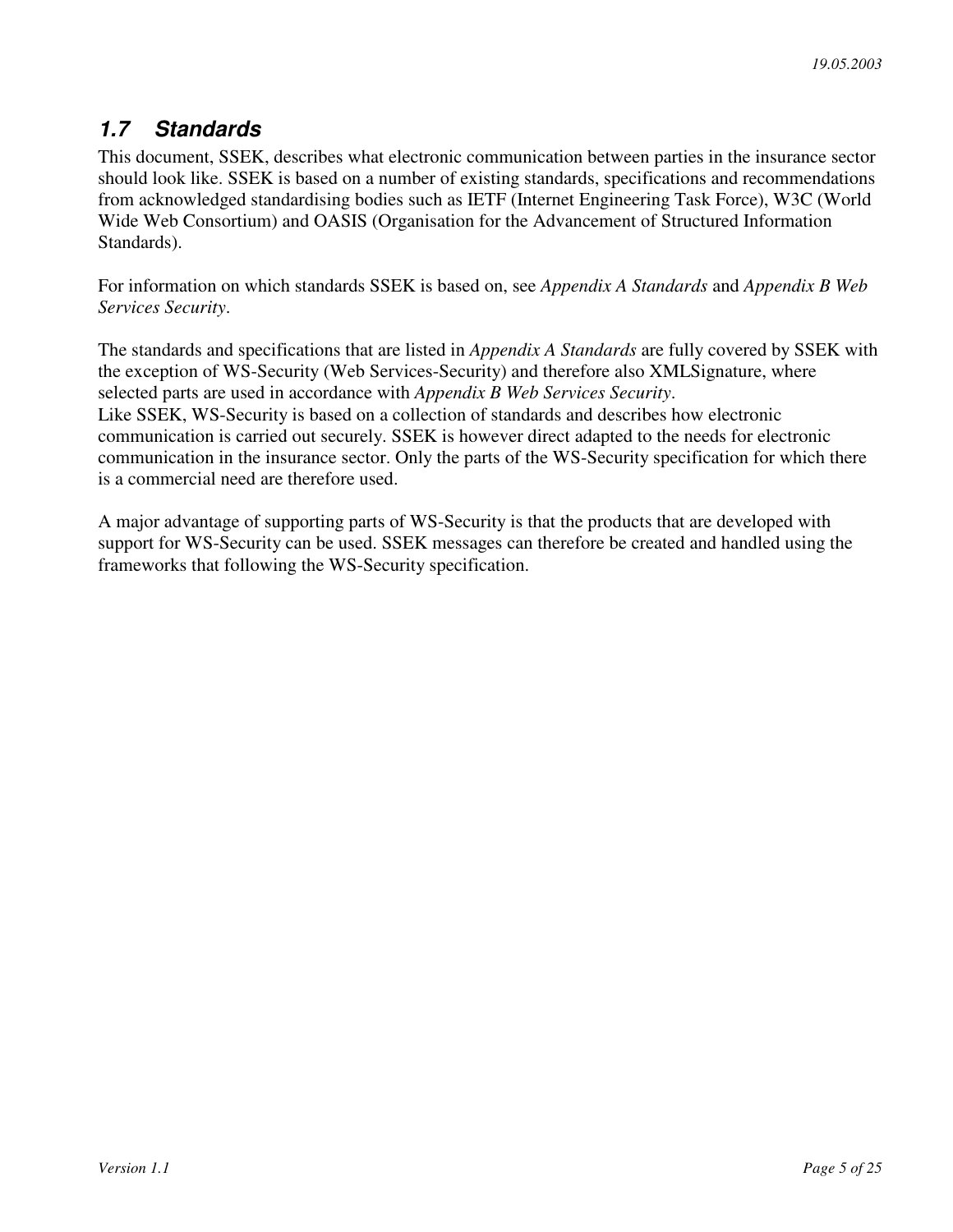## 1.7 Standards

This document, SSEK, describes what electronic communication between parties in the insurance sector should look like. SSEK is based on a number of existing standards, specifications and recommendations from acknowledged standardising bodies such as IETF (Internet Engineering Task Force), W3C (World Wide Web Consortium) and OASIS (Organisation for the Advancement of Structured Information Standards).

For information on which standards SSEK is based on, see *Appendix A Standards* and *Appendix B Web Services Security*.

The standards and specifications that are listed in *Appendix A Standards* are fully covered by SSEK with the exception of WS-Security (Web Services-Security) and therefore also XMLSignature, where selected parts are used in accordance with *Appendix B Web Services Security*.
Like SSEK, WS-Security is based on a collection of standards and describes how electronic communication is carried out securely. SSEK is however direct adapted to the needs for electronic communication in the insurance sector. Only the parts of the WS-Security specification for which there is a commercial need are therefore used.

A major advantage of supporting parts of WS-Security is that the products that are developed with support for WS-Security can be used. SSEK messages can therefore be created and handled using the frameworks that following the WS-Security specification.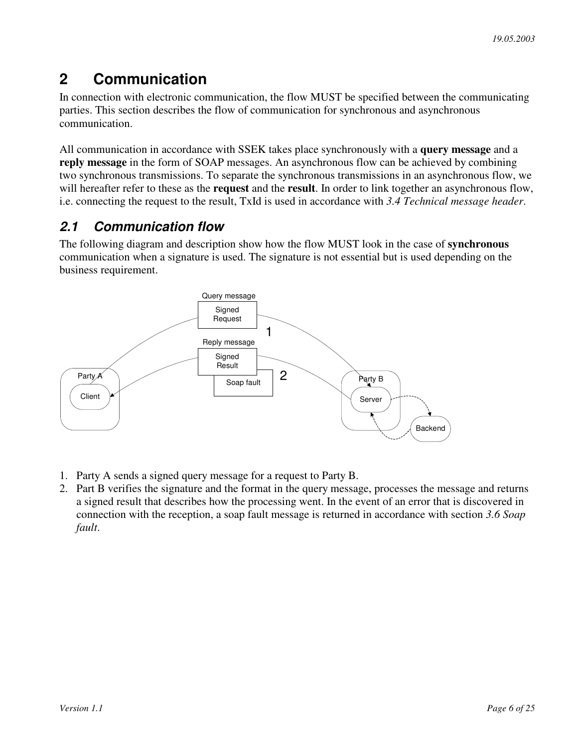## 2 Communication

In connection with electronic communication, the flow MUST be specified between the communicating parties. This section describes the flow of communication for synchronous and asynchronous communication.

All communication in accordance with SSEK takes place synchronously with a **query message** and a **reply message** in the form of SOAP messages. An asynchronous flow can be achieved by combining two synchronous transmissions. To separate the synchronous transmissions in an asynchronous flow, we will hereafter refer to these as the **request** and the **result**. In order to link together an asynchronous flow, i.e. connecting the request to the result, TxId is used in accordance with *3.4 Technical message header*.

### *2.1 Communication flow*

The following diagram and description show how the flow MUST look in the case of **synchronous** communication when a signature is used. The signature is not essential but is used depending on the business requirement.

Query message

Signed Request

1

Reply message

Signed Result

Soap fault

2

Party A

Client

Party B

Server

Backend

1. Party A sends a signed query message for a request to Party B.
2. Part B verifies the signature and the format in the query message, processes the message and returns a signed result that describes how the processing went. In the event of an error that is discovered in connection with the reception, a soap fault message is returned in accordance with section *3.6 Soap fault*.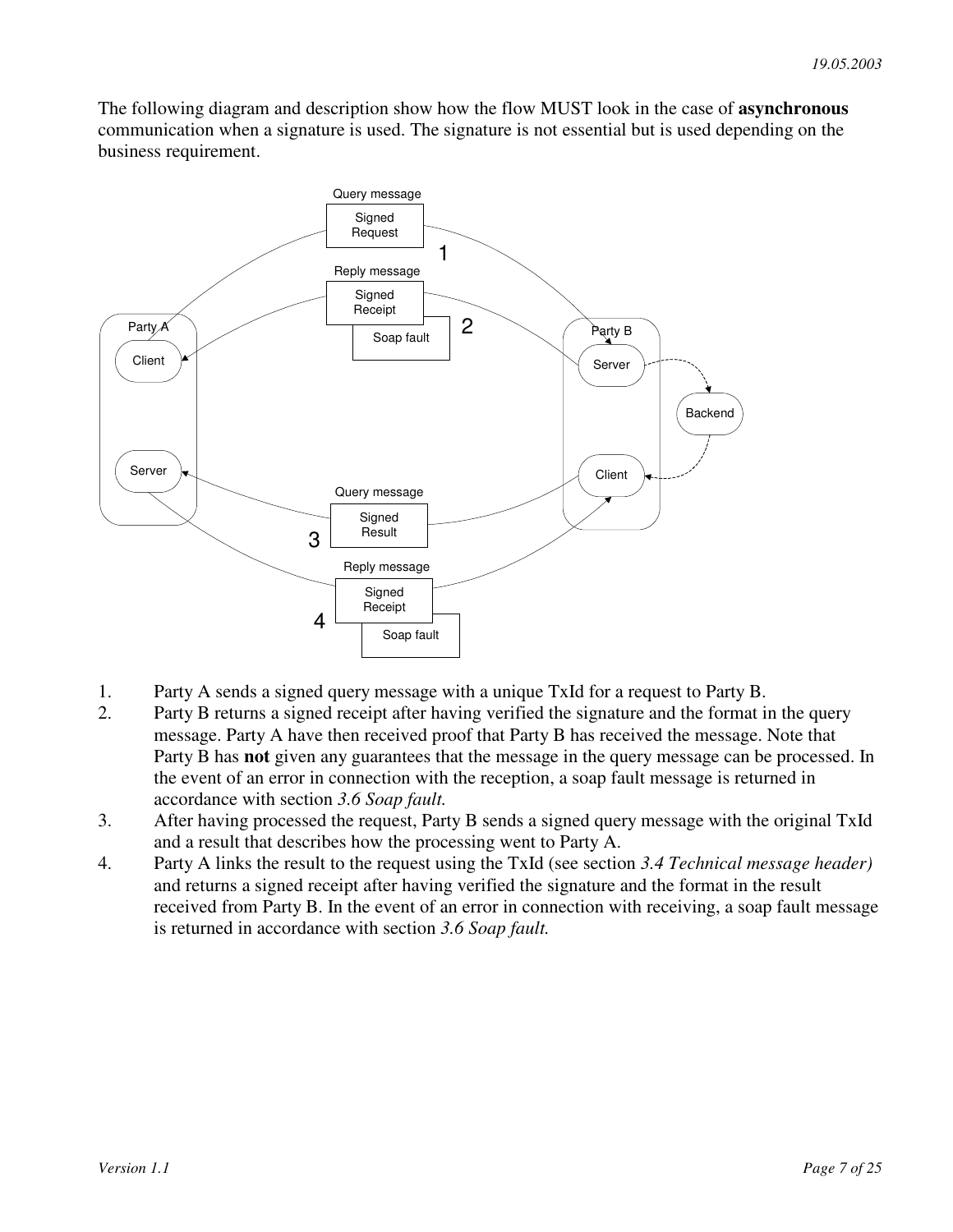The following diagram and description show how the flow MUST look in the case of **asynchronous** communication when a signature is used. The signature is not essential but is used depending on the business requirement.

Query message

Signed Request

1

Reply message

Signed Receipt

Soap fault

2

Party A

Client

Server

Party B

Server

Backend

Client

Query message

Signed Result

3

Reply message

Signed Receipt

Soap fault

4

1. Party A sends a signed query message with a unique TxId for a request to Party B.
2. Party B returns a signed receipt after having verified the signature and the format in the query message. Party A have then received proof that Party B has received the message. Note that Party B has **not** given any guarantees that the message in the query message can be processed. In the event of an error in connection with the reception, a soap fault message is returned in accordance with section *3.6 Soap fault.*
3. After having processed the request, Party B sends a signed query message with the original TxId and a result that describes how the processing went to Party A.
4. Party A links the result to the request using the TxId (see section *3.4 Technical message header)* and returns a signed receipt after having verified the signature and the format in the result received from Party B. In the event of an error in connection with receiving, a soap fault message is returned in accordance with section *3.6 Soap fault.*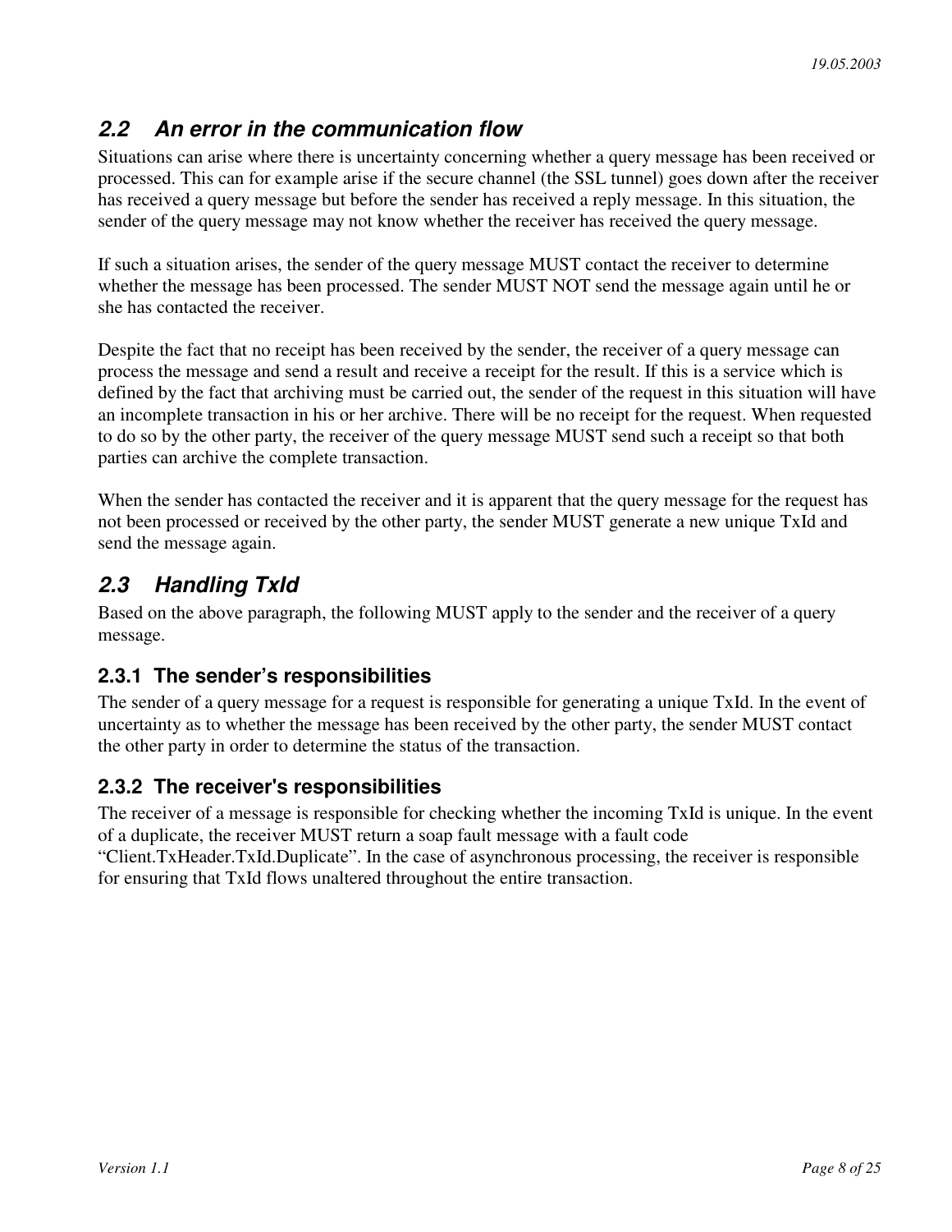## 2.2 An error in the communication flow

Situations can arise where there is uncertainty concerning whether a query message has been received or processed. This can for example arise if the secure channel (the SSL tunnel) goes down after the receiver has received a query message but before the sender has received a reply message. In this situation, the sender of the query message may not know whether the receiver has received the query message.

If such a situation arises, the sender of the query message MUST contact the receiver to determine whether the message has been processed. The sender MUST NOT send the message again until he or she has contacted the receiver.

Despite the fact that no receipt has been received by the sender, the receiver of a query message can process the message and send a result and receive a receipt for the result. If this is a service which is defined by the fact that archiving must be carried out, the sender of the request in this situation will have an incomplete transaction in his or her archive. There will be no receipt for the request. When requested to do so by the other party, the receiver of the query message MUST send such a receipt so that both parties can archive the complete transaction.

When the sender has contacted the receiver and it is apparent that the query message for the request has not been processed or received by the other party, the sender MUST generate a new unique TxId and send the message again.

## 2.3 Handling TxId

Based on the above paragraph, the following MUST apply to the sender and the receiver of a query message.

### 2.3.1 The sender's responsibilities

The sender of a query message for a request is responsible for generating a unique TxId. In the event of uncertainty as to whether the message has been received by the other party, the sender MUST contact the other party in order to determine the status of the transaction.

### 2.3.2 The receiver's responsibilities

The receiver of a message is responsible for checking whether the incoming TxId is unique. In the event of a duplicate, the receiver MUST return a soap fault message with a fault code "Client.TxHeader.TxId.Duplicate". In the case of asynchronous processing, the receiver is responsible for ensuring that TxId flows unaltered throughout the entire transaction.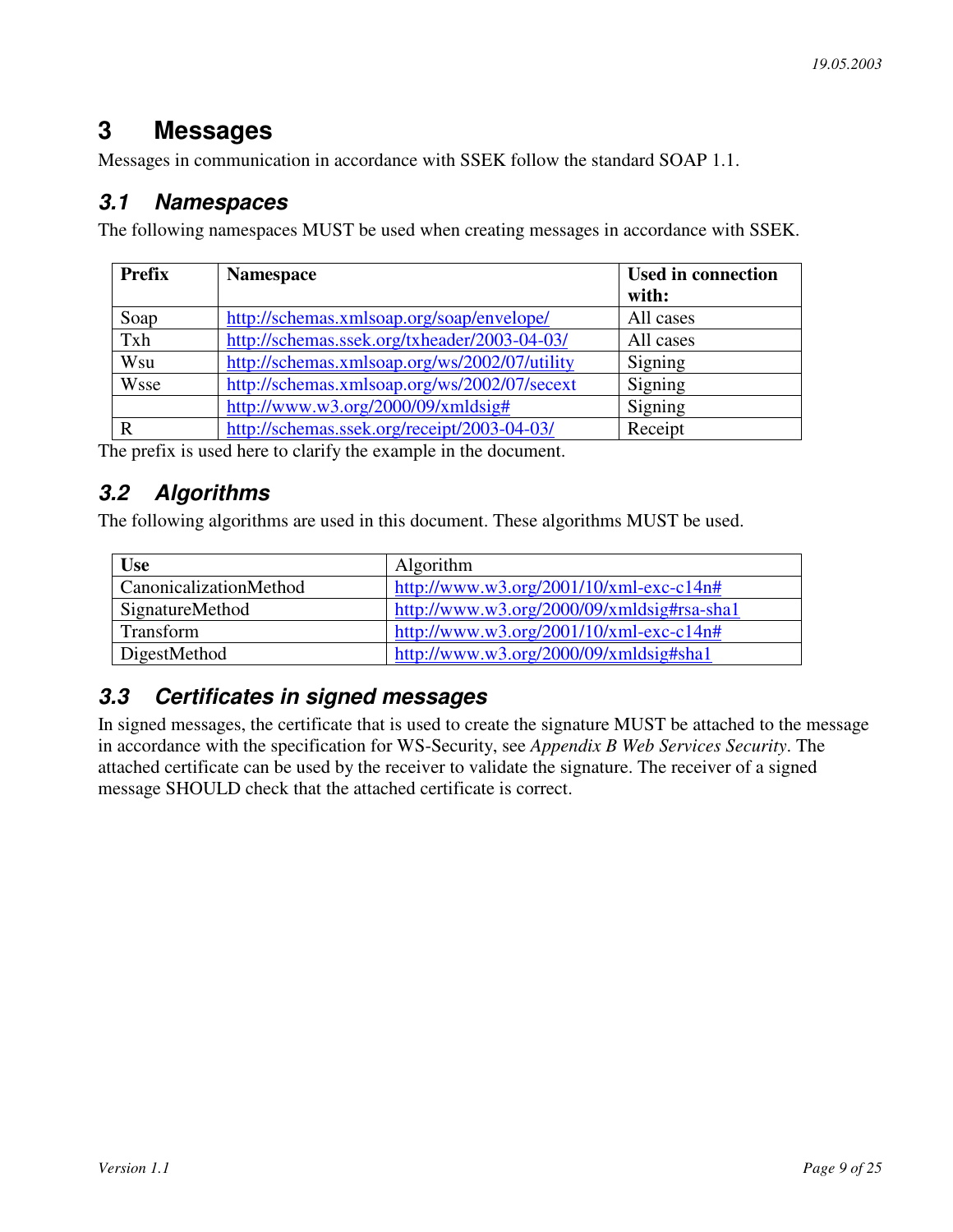# 3 Messages

Messages in communication in accordance with SSEK follow the standard SOAP 1.1.

## 3.1 Namespaces

The following namespaces MUST be used when creating messages in accordance with SSEK.

| Prefix | Namespace | Used in connection with: |
|---|---|---|
| Soap | http://schemas.xmlsoap.org/soap/envelope/ | All cases |
| Txh | http://schemas.ssek.org/txheader/2003-04-03/ | All cases |
| Wsu | http://schemas.xmlsoap.org/ws/2002/07/utility | Signing |
| Wsse | http://schemas.xmlsoap.org/ws/2002/07/secext | Signing |
| | http://www.w3.org/2000/09/xmldsig# | Signing |
| R | http://schemas.ssek.org/receipt/2003-04-03/ | Receipt |

The prefix is used here to clarify the example in the document.

## 3.2 Algorithms

The following algorithms are used in this document. These algorithms MUST be used.

| Use | Algorithm |
|---|---|
| CanonicalizationMethod | http://www.w3.org/2001/10/xml-exc-c14n# |
| SignatureMethod | http://www.w3.org/2000/09/xmldsig#rsa-sha1 |
| Transform | http://www.w3.org/2001/10/xml-exc-c14n# |
| DigestMethod | http://www.w3.org/2000/09/xmldsig#sha1 |

## 3.3 Certificates in signed messages

In signed messages, the certificate that is used to create the signature MUST be attached to the message in accordance with the specification for WS-Security, see *Appendix B Web Services Security*. The attached certificate can be used by the receiver to validate the signature. The receiver of a signed message SHOULD check that the attached certificate is correct.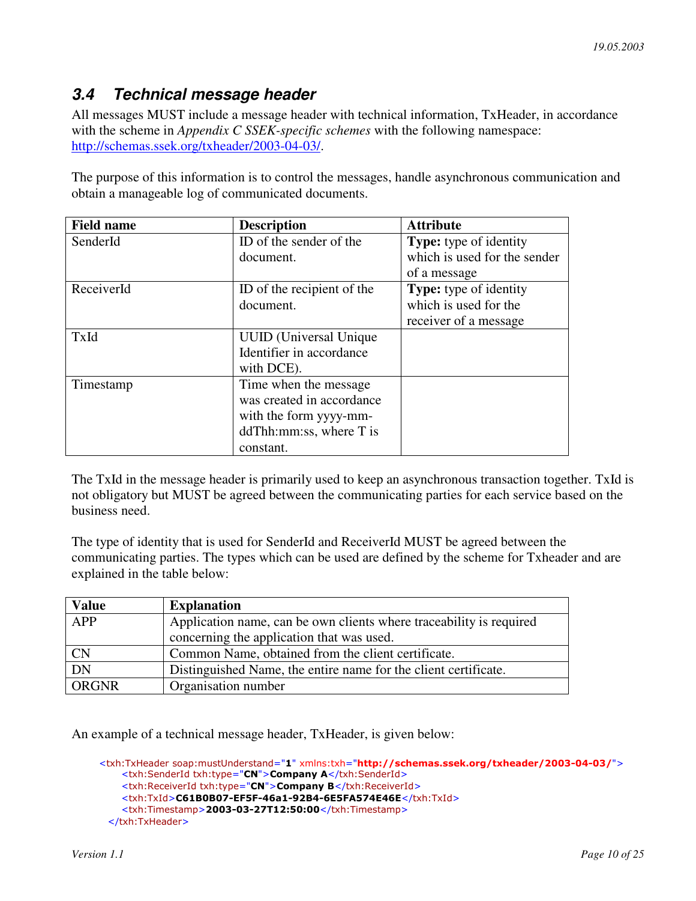## 3.4 Technical message header

All messages MUST include a message header with technical information, TxHeader, in accordance with the scheme in *Appendix C SSEK-specific schemes* with the following namespace: http://schemas.ssek.org/txheader/2003-04-03/.

The purpose of this information is to control the messages, handle asynchronous communication and obtain a manageable log of communicated documents.

| Field name | Description | Attribute |
|---|---|---|
| SenderId | ID of the sender of the document. | **Type:** type of identity which is used for the sender of a message |
| ReceiverId | ID of the recipient of the document. | **Type:** type of identity which is used for the receiver of a message |
| TxId | UUID (Universal Unique Identifier in accordance with DCE). | |
| Timestamp | Time when the message was created in accordance with the form yyyy-mm-ddThh:mm:ss, where T is constant. | |

The TxId in the message header is primarily used to keep an asynchronous transaction together. TxId is not obligatory but MUST be agreed between the communicating parties for each service based on the business need.

The type of identity that is used for SenderId and ReceiverId MUST be agreed between the communicating parties. The types which can be used are defined by the scheme for Txheader and are explained in the table below:

| Value | Explanation |
|---|---|
| APP | Application name, can be own clients where traceability is required concerning the application that was used. |
| CN | Common Name, obtained from the client certificate. |
| DN | Distinguished Name, the entire name for the client certificate. |
| ORGNR | Organisation number |

An example of a technical message header, TxHeader, is given below:

```
<txh:TxHeader soap:mustUnderstand="1" xmlns:txh="http://schemas.ssek.org/txheader/2003-04-03/">
    <txh:SenderId txh:type="CN">Company A</txh:SenderId>
    <txh:ReceiverId txh:type="CN">Company B</txh:ReceiverId>
    <txh:TxId>C61B0B07-EF5F-46a1-92B4-6E5FA574E46E</txh:TxId>
    <txh:Timestamp>2003-03-27T12:50:00</txh:Timestamp>
</txh:TxHeader>
```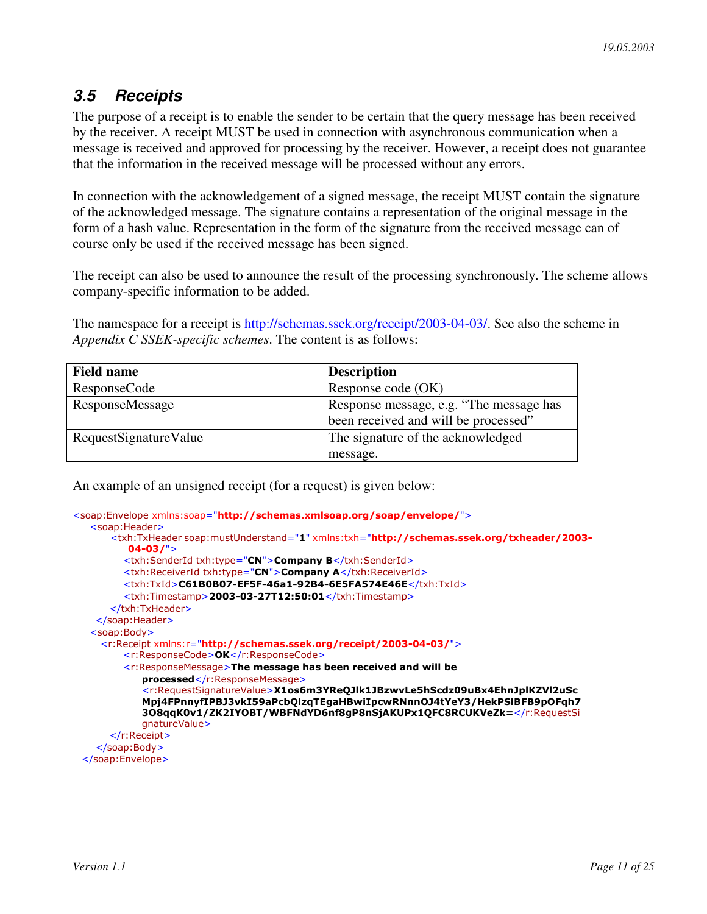## 3.5 Receipts

The purpose of a receipt is to enable the sender to be certain that the query message has been received by the receiver. A receipt MUST be used in connection with asynchronous communication when a message is received and approved for processing by the receiver. However, a receipt does not guarantee that the information in the received message will be processed without any errors.

In connection with the acknowledgement of a signed message, the receipt MUST contain the signature of the acknowledged message. The signature contains a representation of the original message in the form of a hash value. Representation in the form of the signature from the received message can of course only be used if the received message has been signed.

The receipt can also be used to announce the result of the processing synchronously. The scheme allows company-specific information to be added.

The namespace for a receipt is http://schemas.ssek.org/receipt/2003-04-03/. See also the scheme in *Appendix C SSEK-specific schemes*. The content is as follows:

| Field name | Description |
|---|---|
| ResponseCode | Response code (OK) |
| ResponseMessage | Response message, e.g. “The message has been received and will be processed” |
| RequestSignatureValue | The signature of the acknowledged message. |

An example of an unsigned receipt (for a request) is given below:

```
<soap:Envelope xmlns:soap="http://schemas.xmlsoap.org/soap/envelope/">
   <soap:Header>
       <txh:TxHeader soap:mustUnderstand="1" xmlns:txh="http://schemas.ssek.org/txheader/2003-
          04-03/">
          <txh:SenderId txh:type="CN">Company B</txh:SenderId>
          <txh:ReceiverId txh:type="CN">Company A</txh:ReceiverId>
          <txh:TxId>C61B0B07-EF5F-46a1-92B4-6E5FA574E46E</txh:TxId>
          <txh:Timestamp>2003-03-27T12:50:01</txh:Timestamp>
       </txh:TxHeader>
    </soap:Header>
   <soap:Body>
     <r:Receipt xmlns:r="http://schemas.ssek.org/receipt/2003-04-03/">
          <r:ResponseCode>OK</r:ResponseCode>
          <r:ResponseMessage>The message has been received and will be
             processed</r:ResponseMessage>
             <r:RequestSignatureValue>X1os6m3YReQJlk1JBzwvLe5hScdz09uBx4EhnJplKZVl2uSc
             Mpj4FPnnyfIPBJ3vkI59aPcbQlzqTEgaHBwiIpcwRNnnOJ4tYeY3/HekPSlBFB9pOFqh7
             3O8qqK0v1/ZK2IYOBT/WBFNdYD6nf8gP8nSjAKUPx1QFC8RCUKVeZk=</r:RequestSi
             gnatureValue>
       </r:Receipt>
    </soap:Body>
 </soap:Envelope>
```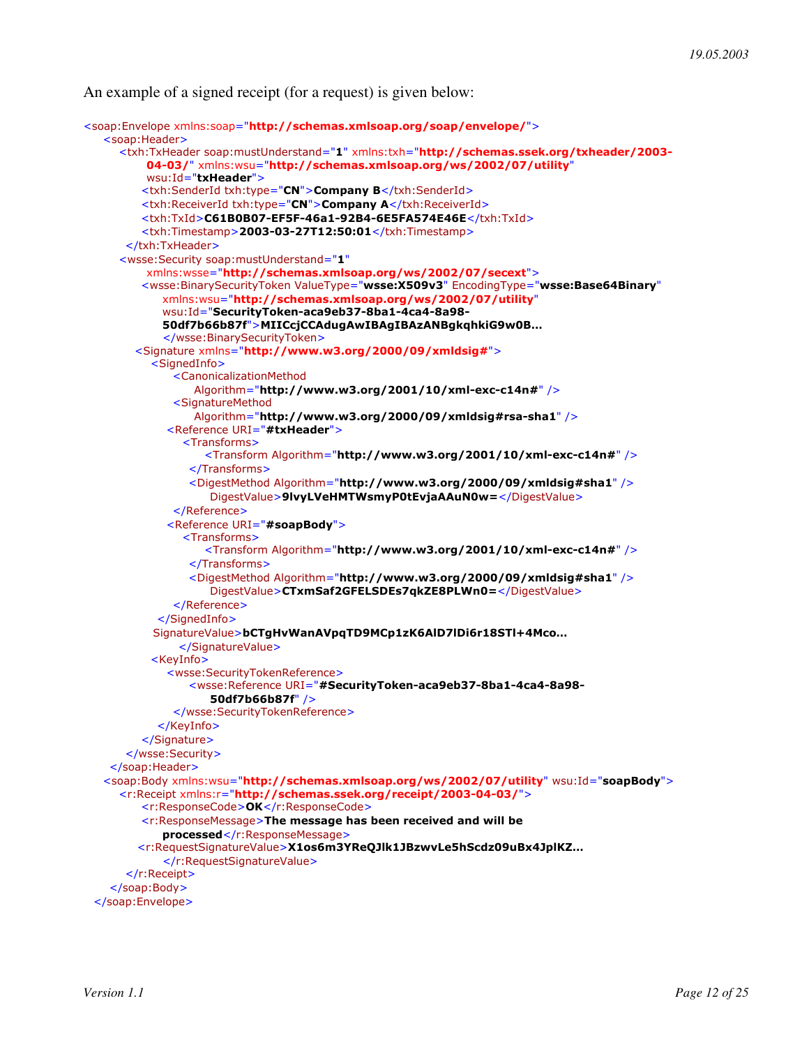An example of a signed receipt (for a request) is given below:

```
<soap:Envelope xmlns:soap="http://schemas.xmlsoap.org/soap/envelope/">
   <soap:Header>
      <txh:TxHeader soap:mustUnderstand="1" xmlns:txh="http://schemas.ssek.org/txheader/2003-
           04-03/" xmlns:wsu="http://schemas.xmlsoap.org/ws/2002/07/utility"
           wsu:Id="txHeader">
          <txh:SenderId txh:type="CN">Company B</txh:SenderId>
          <txh:ReceiverId txh:type="CN">Company A</txh:ReceiverId>
          <txh:TxId>C61B0B07-EF5F-46a1-92B4-6E5FA574E46E</txh:TxId>
          <txh:Timestamp>2003-03-27T12:50:01</txh:Timestamp>
       </txh:TxHeader>
      <wsse:Security soap:mustUnderstand="1"
           xmlns:wsse="http://schemas.xmlsoap.org/ws/2002/07/secext">
          <wsse:BinarySecurityToken ValueType="wsse:X509v3" EncodingType="wsse:Base64Binary"
              xmlns:wsu="http://schemas.xmlsoap.org/ws/2002/07/utility"
              wsu:Id="SecurityToken-aca9eb37-8ba1-4ca4-8a98-
              50df7b66b87f">MIICcjCCAdugAwIBAgIBAzANBgkqhkiG9w0B...
              </wsse:BinarySecurityToken>
         <Signature xmlns="http://www.w3.org/2000/09/xmldsig#">
            <SignedInfo>
                <CanonicalizationMethod
                    Algorithm="http://www.w3.org/2001/10/xml-exc-c14n#" />
                <SignatureMethod
                    Algorithm="http://www.w3.org/2000/09/xmldsig#rsa-sha1" />
              <Reference URI="#txHeader">
                 <Transforms>
                      <Transform Algorithm="http://www.w3.org/2001/10/xml-exc-c14n#" />
                   </Transforms>
                   <DigestMethod Algorithm="http://www.w3.org/2000/09/xmldsig#sha1" />
                       DigestValue>9lvyLVeHMTWsmyP0tEvjaAAuN0w=</DigestValue>
                </Reference>
              <Reference URI="#soapBody">
                 <Transforms>
                      <Transform Algorithm="http://www.w3.org/2001/10/xml-exc-c14n#" />
                   </Transforms>
                   <DigestMethod Algorithm="http://www.w3.org/2000/09/xmldsig#sha1" />
                       DigestValue>CTxmSaf2GFELSDEs7qkZE8PLWn0=</DigestValue>
                </Reference>
             </SignedInfo>
            SignatureValue>bCTgHvWanAVpqTD9MCp1zK6AlD7lDi6r18STl+4Mco...
                  </SignatureValue>
            <KeyInfo>
              <wsse:SecurityTokenReference>
                   <wsse:Reference URI="#SecurityToken-aca9eb37-8ba1-4ca4-8a98-
                       50df7b66b87f" />
                </wsse:SecurityTokenReference>
             </KeyInfo>
          </Signature>
       </wsse:Security>
    </soap:Header>
   <soap:Body xmlns:wsu="http://schemas.xmlsoap.org/ws/2002/07/utility" wsu:Id="soapBody">
      <r:Receipt xmlns:r="http://schemas.ssek.org/receipt/2003-04-03/">
          <r:ResponseCode>OK</r:ResponseCode>
          <r:ResponseMessage>The message has been received and will be
              processed</r:ResponseMessage>
         <r:RequestSignatureValue>X1os6m3YReQJlk1JBzwvLe5hScdz09uBx4JplKZ...
              </r:RequestSignatureValue>
       </r:Receipt>
    </soap:Body>
 </soap:Envelope>
```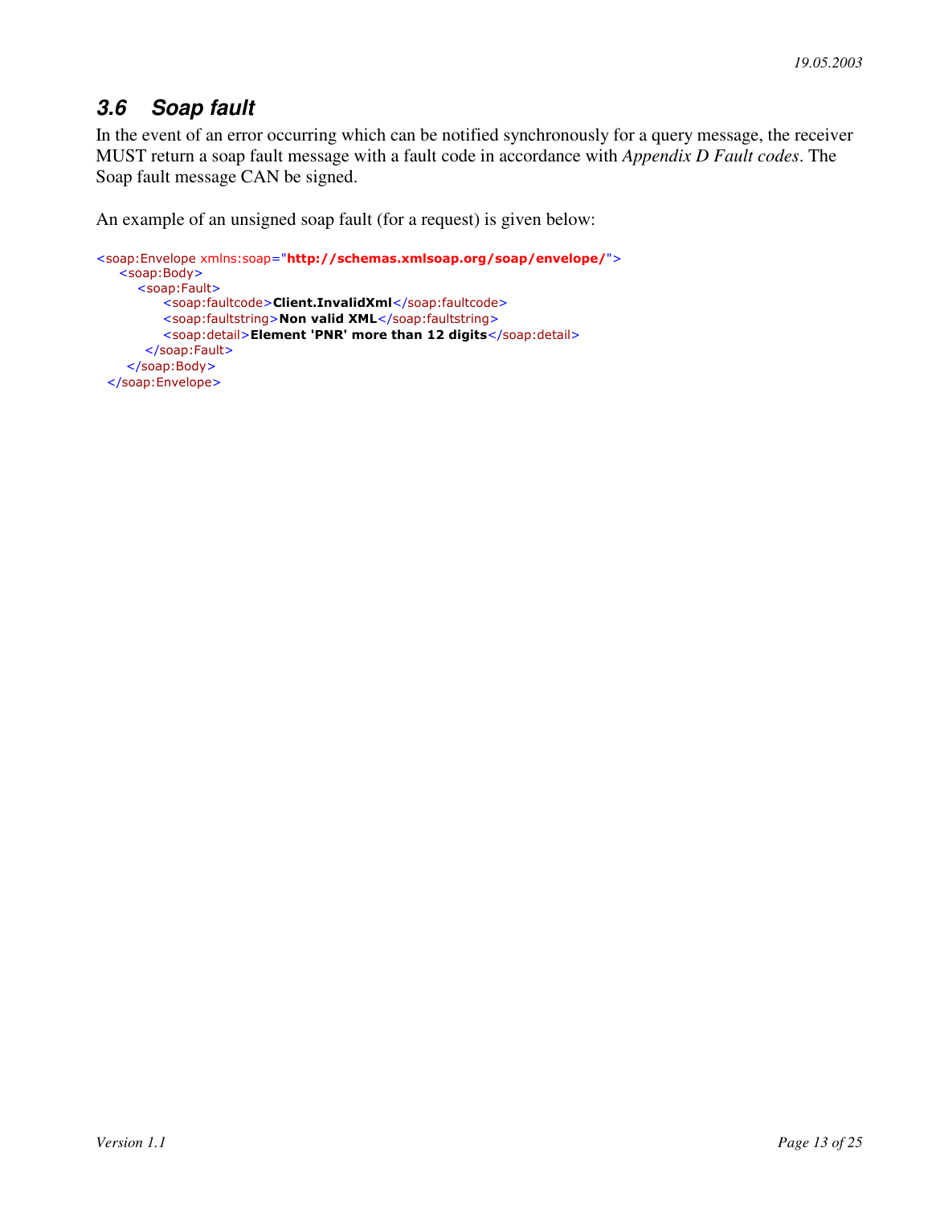## 3.6 Soap fault

In the event of an error occurring which can be notified synchronously for a query message, the receiver MUST return a soap fault message with a fault code in accordance with *Appendix D Fault codes*. The Soap fault message CAN be signed.

An example of an unsigned soap fault (for a request) is given below:

```
<soap:Envelope xmlns:soap="http://schemas.xmlsoap.org/soap/envelope/">
   <soap:Body>
      <soap:Fault>
          <soap:faultcode>Client.InvalidXml</soap:faultcode>
          <soap:faultstring>Non valid XML</soap:faultstring>
          <soap:detail>Element 'PNR' more than 12 digits</soap:detail>
       </soap:Fault>
    </soap:Body>
 </soap:Envelope>
```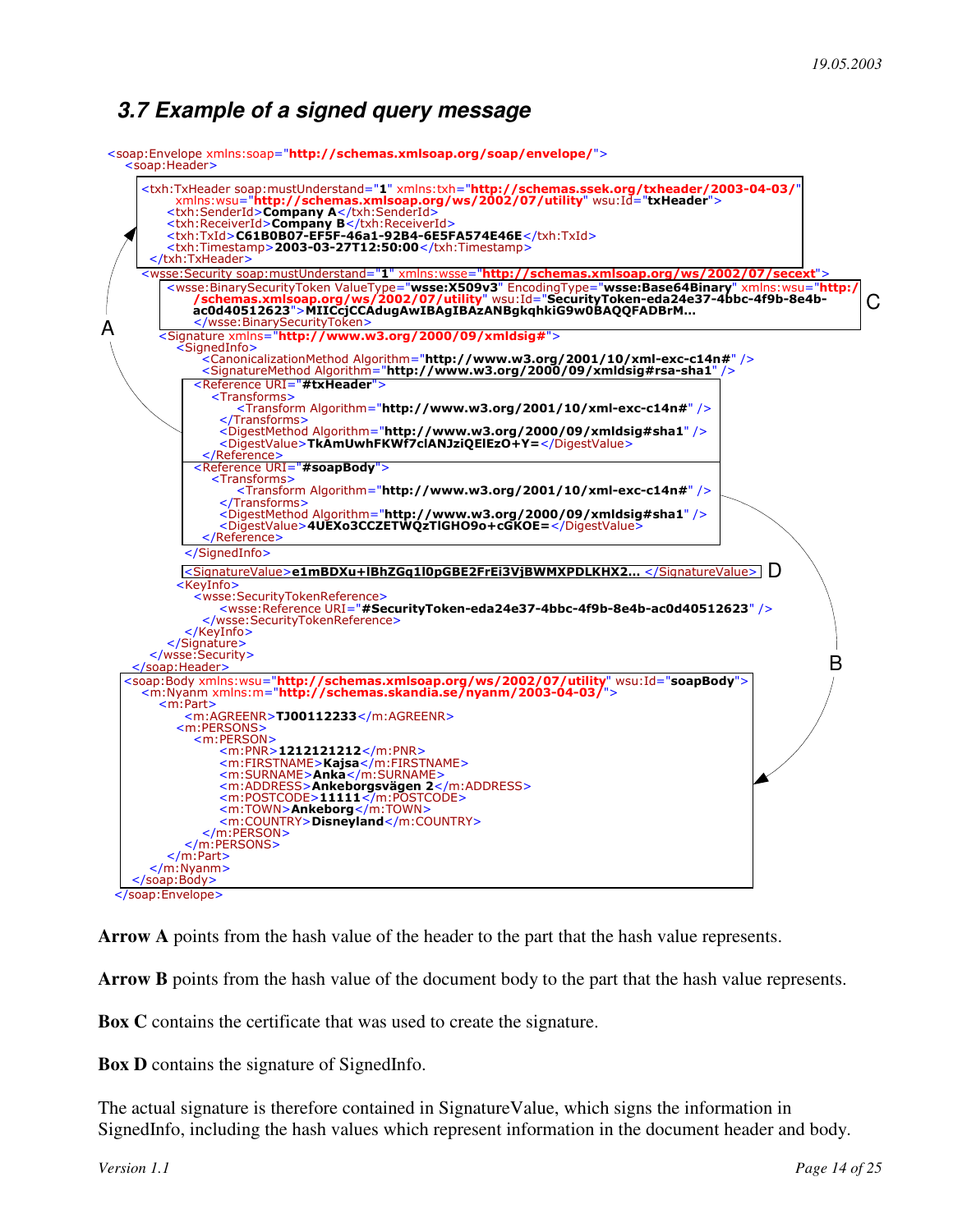### 3.7 Example of a signed query message

```
<soap:Envelope xmlns:soap="http://schemas.xmlsoap.org/soap/envelope/">
  <soap:Header>
    <txh:TxHeader soap:mustUnderstand="1" xmlns:txh="http://schemas.ssek.org/txheader/2003-04-03/"
        xmlns:wsu="http://schemas.xmlsoap.org/ws/2002/07/utility" wsu:Id="txHeader">
      <txh:SenderId>Company A</txh:SenderId>
      <txh:ReceiverId>Company B</txh:ReceiverId>
      <txh:TxId>C61B0B07-EF5F-46a1-92B4-6E5FA574E46E</txh:TxId>
      <txh:Timestamp>2003-03-27T12:50:00</txh:Timestamp>
    </txh:TxHeader>
    <wsse:Security soap:mustUnderstand="1" xmlns:wsse="http://schemas.xmlsoap.org/ws/2002/07/secext">
      <wsse:BinarySecurityToken ValueType="wsse:X509v3" EncodingType="wsse:Base64Binary" xmlns:wsu="http:/
          /schemas.xmlsoap.org/ws/2002/07/utility" wsu:Id="SecurityToken-eda24e37-4bbc-4f9b-8e4b-
          ac0d40512623">MIICcjCCAdugAwIBAgIBAzANBgkqhkiG9w0BAQQFADBrM...
          </wsse:BinarySecurityToken>                                                          C
      <Signature xmlns="http://www.w3.org/2000/09/xmldsig#">
        <SignedInfo>
          <CanonicalizationMethod Algorithm="http://www.w3.org/2001/10/xml-exc-c14n#" />
          <SignatureMethod Algorithm="http://www.w3.org/2000/09/xmldsig#rsa-sha1" />
 A        <Reference URI="#txHeader">
            <Transforms>
              <Transform Algorithm="http://www.w3.org/2001/10/xml-exc-c14n#" />
            </Transforms>
            <DigestMethod Algorithm="http://www.w3.org/2000/09/xmldsig#sha1" />
            <DigestValue>TkAmUwhFKWf7clANJziQElEzO+Y=</DigestValue>
          </Reference>
          <Reference URI="#soapBody">
            <Transforms>
              <Transform Algorithm="http://www.w3.org/2001/10/xml-exc-c14n#" />
            </Transforms>
            <DigestMethod Algorithm="http://www.w3.org/2000/09/xmldsig#sha1" />
            <DigestValue>4UEXo3CCZETWQzTIGHO9o+cGKOE=</DigestValue>
          </Reference>
        </SignedInfo>
        <SignatureValue>e1mBDXu+lBhZGq1l0pGBE2FrEi3VjBWMXPDLKHX2... </SignatureValue>  D
        <KeyInfo>
          <wsse:SecurityTokenReference>
            <wsse:Reference URI="#SecurityToken-eda24e37-4bbc-4f9b-8e4b-ac0d40512623" />
          </wsse:SecurityTokenReference>
        </KeyInfo>
      </Signature>
    </wsse:Security>
  </soap:Header>                                                                          B
  <soap:Body xmlns:wsu="http://schemas.xmlsoap.org/ws/2002/07/utility" wsu:Id="soapBody">
    <m:Nyanm xmlns:m="http://schemas.skandia.se/nyanm/2003-04-03/">
      <m:Part>
        <m:AGREENR>TJ00112233</m:AGREENR>
        <m:PERSONS>
          <m:PERSON>
            <m:PNR>1212121212</m:PNR>
            <m:FIRSTNAME>Kajsa</m:FIRSTNAME>
            <m:SURNAME>Anka</m:SURNAME>
            <m:ADDRESS>Ankeborgsvägen 2</m:ADDRESS>
            <m:POSTCODE>11111</m:POSTCODE>
            <m:TOWN>Ankeborg</m:TOWN>
            <m:COUNTRY>Disneyland</m:COUNTRY>
          </m:PERSON>
        </m:PERSONS>
      </m:Part>
    </m:Nyanm>
  </soap:Body>
</soap:Envelope>
```

**Arrow A** points from the hash value of the header to the part that the hash value represents.

**Arrow B** points from the hash value of the document body to the part that the hash value represents.

**Box C** contains the certificate that was used to create the signature.

**Box D** contains the signature of SignedInfo.

The actual signature is therefore contained in SignatureValue, which signs the information in SignedInfo, including the hash values which represent information in the document header and body.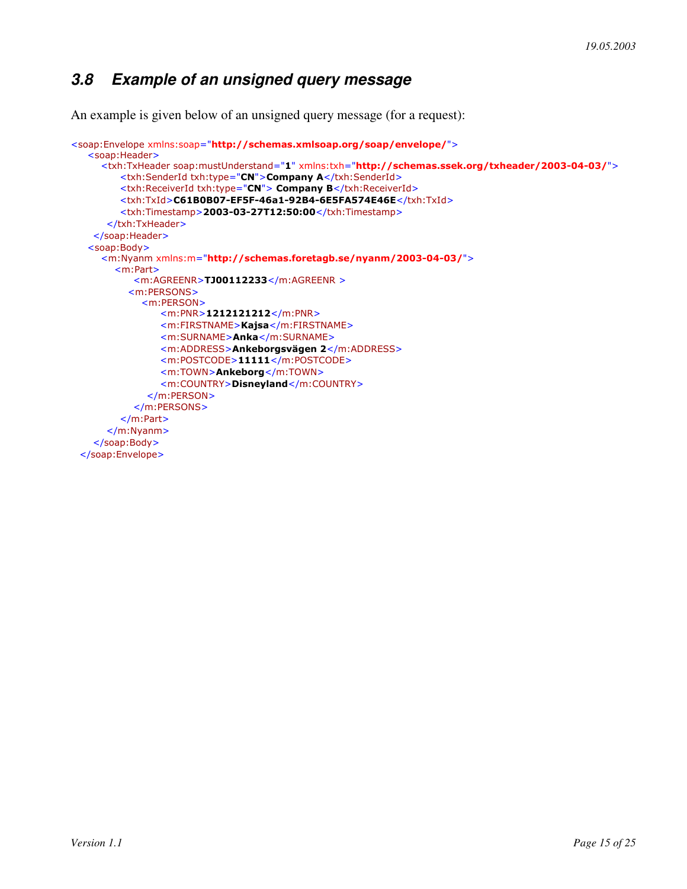## 3.8 Example of an unsigned query message

An example is given below of an unsigned query message (for a request):

```
<soap:Envelope xmlns:soap="http://schemas.xmlsoap.org/soap/envelope/">
   <soap:Header>
      <txh:TxHeader soap:mustUnderstand="1" xmlns:txh="http://schemas.ssek.org/txheader/2003-04-03/">
          <txh:SenderId txh:type="CN">Company A</txh:SenderId>
          <txh:ReceiverId txh:type="CN"> Company B</txh:ReceiverId>
          <txh:TxId>C61B0B07-EF5F-46a1-92B4-6E5FA574E46E</txh:TxId>
          <txh:Timestamp>2003-03-27T12:50:00</txh:Timestamp>
       </txh:TxHeader>
    </soap:Header>
   <soap:Body>
      <m:Nyanm xmlns:m="http://schemas.foretagb.se/nyanm/2003-04-03/">
         <m:Part>
             <m:AGREENR>TJ00112233</m:AGREENR >
           <m:PERSONS>
              <m:PERSON>
                  <m:PNR>1212121212</m:PNR>
                  <m:FIRSTNAME>Kajsa</m:FIRSTNAME>
                  <m:SURNAME>Anka</m:SURNAME>
                  <m:ADDRESS>Ankeborgsvägen 2</m:ADDRESS>
                  <m:POSTCODE>11111</m:POSTCODE>
                  <m:TOWN>Ankeborg</m:TOWN>
                  <m:COUNTRY>Disneyland</m:COUNTRY>
               </m:PERSON>
             </m:PERSONS>
          </m:Part>
       </m:Nyanm>
    </soap:Body>
 </soap:Envelope>
```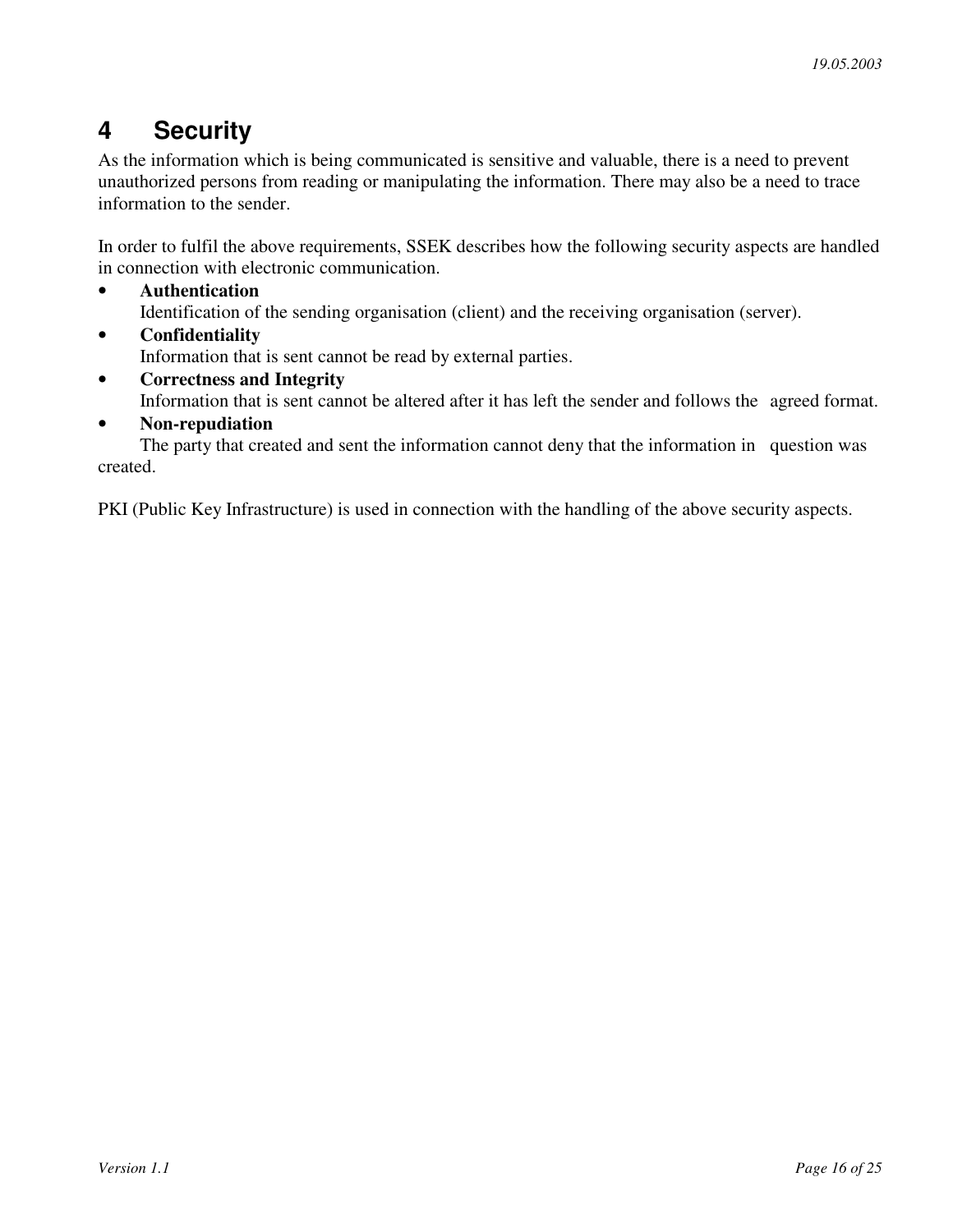# 4 Security

As the information which is being communicated is sensitive and valuable, there is a need to prevent unauthorized persons from reading or manipulating the information. There may also be a need to trace information to the sender.

In order to fulfil the above requirements, SSEK describes how the following security aspects are handled in connection with electronic communication.

- **Authentication**
  Identification of the sending organisation (client) and the receiving organisation (server).
- **Confidentiality**
  Information that is sent cannot be read by external parties.
- **Correctness and Integrity**
  Information that is sent cannot be altered after it has left the sender and follows the agreed format.
- **Non-repudiation**
  The party that created and sent the information cannot deny that the information in question was created.

PKI (Public Key Infrastructure) is used in connection with the handling of the above security aspects.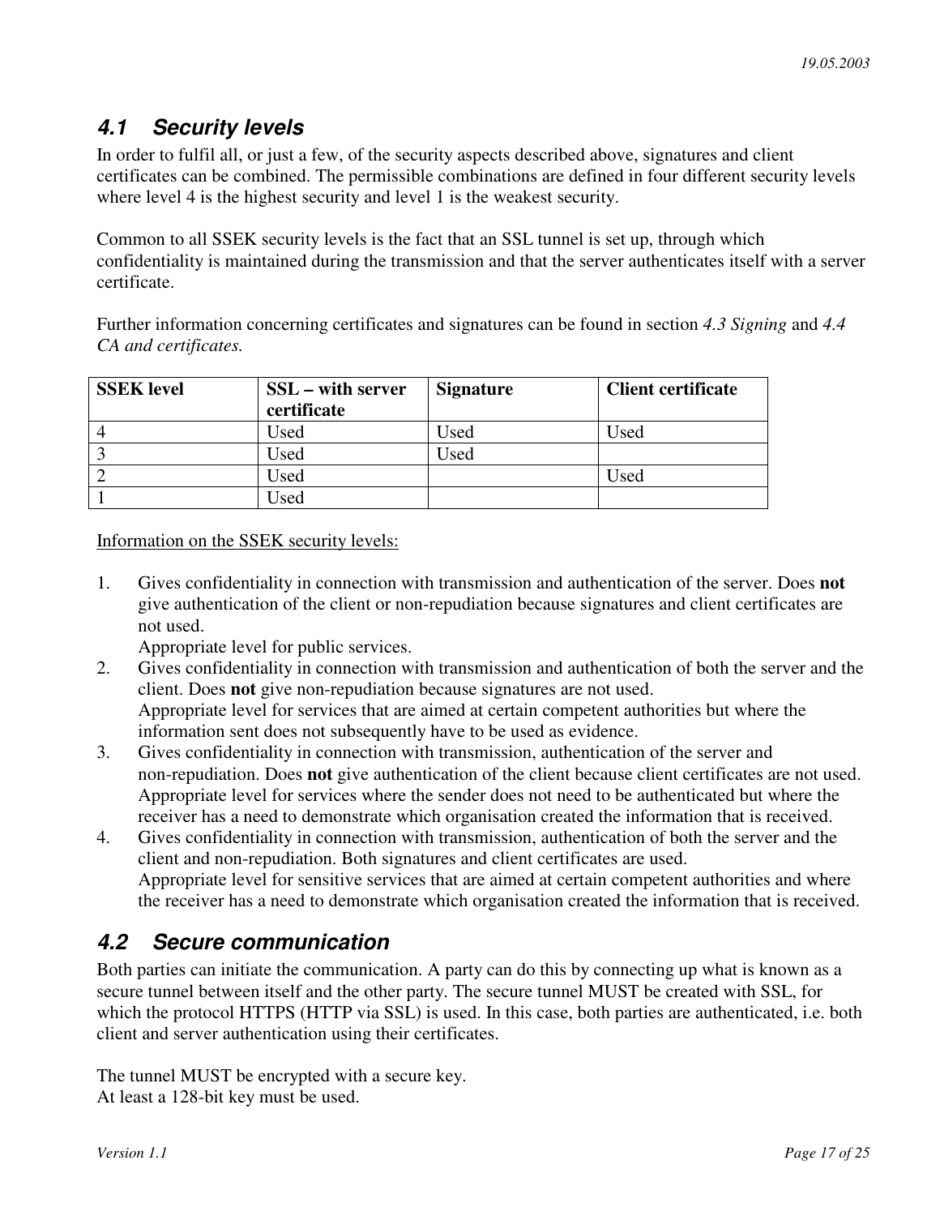## 4.1 Security levels

In order to fulfil all, or just a few, of the security aspects described above, signatures and client certificates can be combined. The permissible combinations are defined in four different security levels where level 4 is the highest security and level 1 is the weakest security.

Common to all SSEK security levels is the fact that an SSL tunnel is set up, through which confidentiality is maintained during the transmission and that the server authenticates itself with a server certificate.

Further information concerning certificates and signatures can be found in section *4.3 Signing* and *4.4 CA and certificates.*

| SSEK level | SSL – with server certificate | Signature | Client certificate |
|---|---|---|---|
| 4 | Used | Used | Used |
| 3 | Used | Used | |
| 2 | Used | | Used |
| 1 | Used | | |

Information on the SSEK security levels:

1. Gives confidentiality in connection with transmission and authentication of the server. Does **not** give authentication of the client or non-repudiation because signatures and client certificates are not used.
   Appropriate level for public services.
2. Gives confidentiality in connection with transmission and authentication of both the server and the client. Does **not** give non-repudiation because signatures are not used.
   Appropriate level for services that are aimed at certain competent authorities but where the information sent does not subsequently have to be used as evidence.
3. Gives confidentiality in connection with transmission, authentication of the server and non-repudiation. Does **not** give authentication of the client because client certificates are not used.
   Appropriate level for services where the sender does not need to be authenticated but where the receiver has a need to demonstrate which organisation created the information that is received.
4. Gives confidentiality in connection with transmission, authentication of both the server and the client and non-repudiation. Both signatures and client certificates are used.
   Appropriate level for sensitive services that are aimed at certain competent authorities and where the receiver has a need to demonstrate which organisation created the information that is received.

## 4.2 Secure communication

Both parties can initiate the communication. A party can do this by connecting up what is known as a secure tunnel between itself and the other party. The secure tunnel MUST be created with SSL, for which the protocol HTTPS (HTTP via SSL) is used. In this case, both parties are authenticated, i.e. both client and server authentication using their certificates.

The tunnel MUST be encrypted with a secure key.
At least a 128-bit key must be used.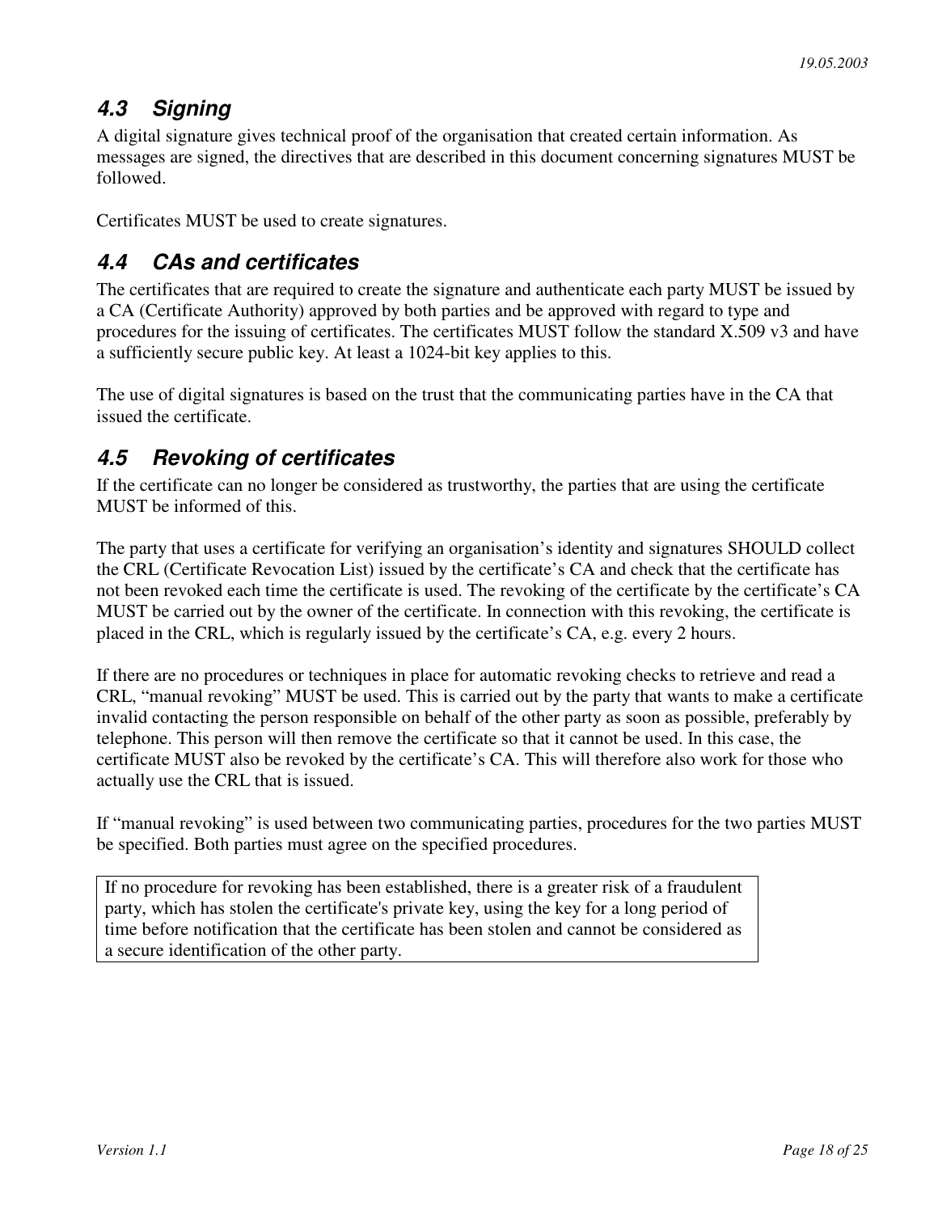### 4.3 Signing

A digital signature gives technical proof of the organisation that created certain information. As messages are signed, the directives that are described in this document concerning signatures MUST be followed.

Certificates MUST be used to create signatures.

### 4.4 CAs and certificates

The certificates that are required to create the signature and authenticate each party MUST be issued by a CA (Certificate Authority) approved by both parties and be approved with regard to type and procedures for the issuing of certificates. The certificates MUST follow the standard X.509 v3 and have a sufficiently secure public key. At least a 1024-bit key applies to this.

The use of digital signatures is based on the trust that the communicating parties have in the CA that issued the certificate.

### 4.5 Revoking of certificates

If the certificate can no longer be considered as trustworthy, the parties that are using the certificate MUST be informed of this.

The party that uses a certificate for verifying an organisation's identity and signatures SHOULD collect the CRL (Certificate Revocation List) issued by the certificate's CA and check that the certificate has not been revoked each time the certificate is used. The revoking of the certificate by the certificate's CA MUST be carried out by the owner of the certificate. In connection with this revoking, the certificate is placed in the CRL, which is regularly issued by the certificate's CA, e.g. every 2 hours.

If there are no procedures or techniques in place for automatic revoking checks to retrieve and read a CRL, "manual revoking" MUST be used. This is carried out by the party that wants to make a certificate invalid contacting the person responsible on behalf of the other party as soon as possible, preferably by telephone. This person will then remove the certificate so that it cannot be used. In this case, the certificate MUST also be revoked by the certificate's CA. This will therefore also work for those who actually use the CRL that is issued.

If "manual revoking" is used between two communicating parties, procedures for the two parties MUST be specified. Both parties must agree on the specified procedures.

> If no procedure for revoking has been established, there is a greater risk of a fraudulent party, which has stolen the certificate's private key, using the key for a long period of time before notification that the certificate has been stolen and cannot be considered as a secure identification of the other party.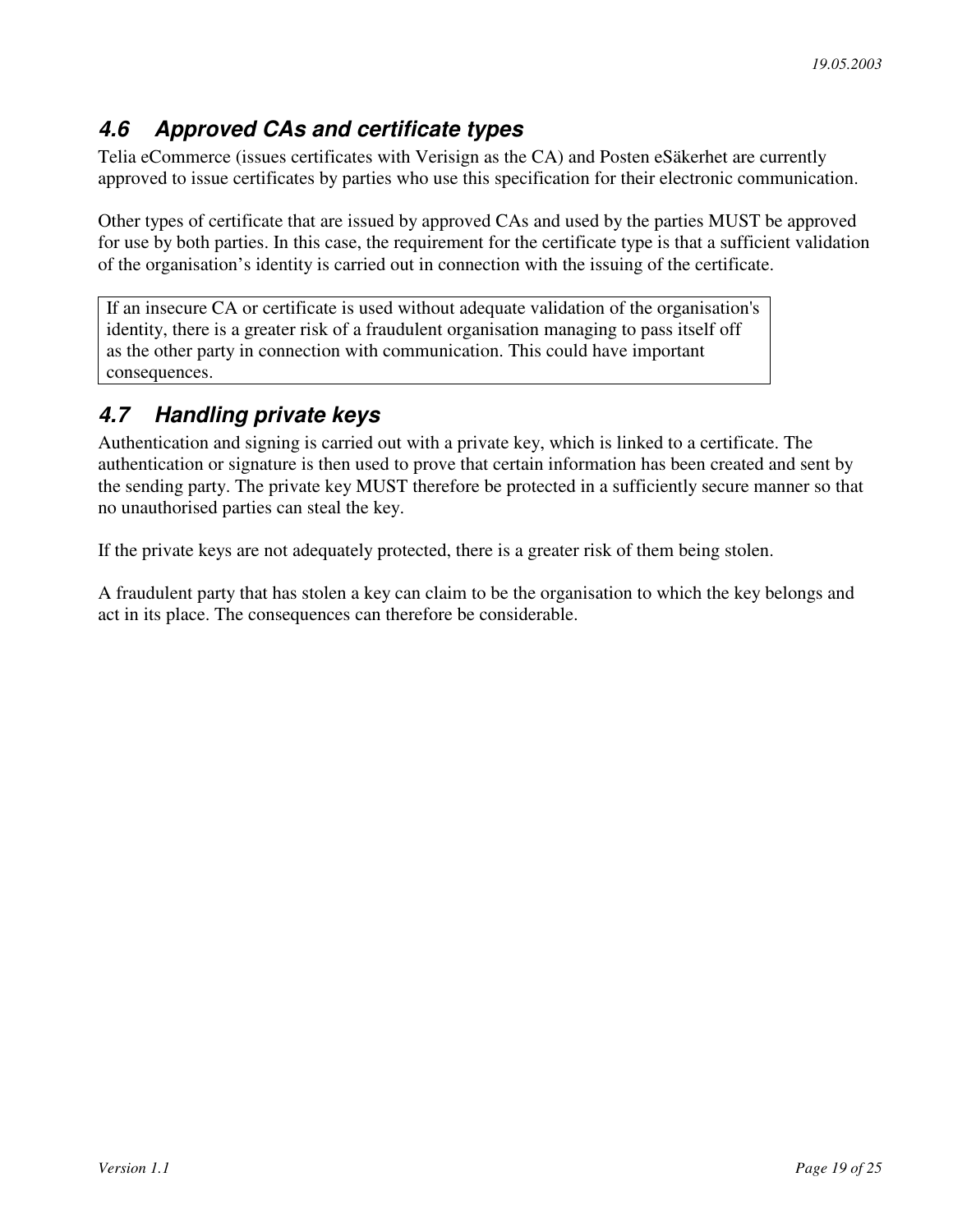## 4.6 Approved CAs and certificate types

Telia eCommerce (issues certificates with Verisign as the CA) and Posten eSäkerhet are currently approved to issue certificates by parties who use this specification for their electronic communication.

Other types of certificate that are issued by approved CAs and used by the parties MUST be approved for use by both parties. In this case, the requirement for the certificate type is that a sufficient validation of the organisation's identity is carried out in connection with the issuing of the certificate.

> If an insecure CA or certificate is used without adequate validation of the organisation's identity, there is a greater risk of a fraudulent organisation managing to pass itself off as the other party in connection with communication. This could have important consequences.

## 4.7 Handling private keys

Authentication and signing is carried out with a private key, which is linked to a certificate. The authentication or signature is then used to prove that certain information has been created and sent by the sending party. The private key MUST therefore be protected in a sufficiently secure manner so that no unauthorised parties can steal the key.

If the private keys are not adequately protected, there is a greater risk of them being stolen.

A fraudulent party that has stolen a key can claim to be the organisation to which the key belongs and act in its place. The consequences can therefore be considerable.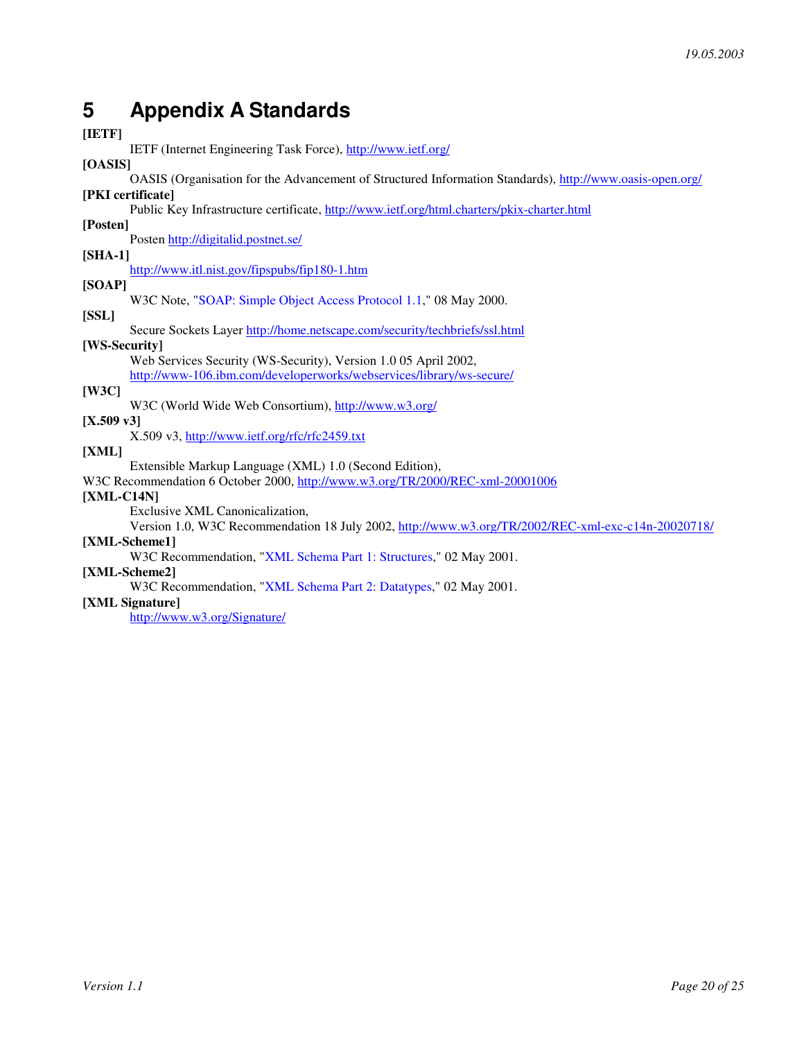# 5 Appendix A Standards

**[IETF]**

IETF (Internet Engineering Task Force), http://www.ietf.org/

**[OASIS]**

OASIS (Organisation for the Advancement of Structured Information Standards), http://www.oasis-open.org/

**[PKI certificate]**

Public Key Infrastructure certificate, http://www.ietf.org/html.charters/pkix-charter.html

**[Posten]**

Posten http://digitalid.postnet.se/

**[SHA-1]**

http://www.itl.nist.gov/fipspubs/fip180-1.htm

**[SOAP]**

W3C Note, "SOAP: Simple Object Access Protocol 1.1," 08 May 2000.

**[SSL]**

Secure Sockets Layer http://home.netscape.com/security/techbriefs/ssl.html

**[WS-Security]**

Web Services Security (WS-Security), Version 1.0 05 April 2002,
http://www-106.ibm.com/developerworks/webservices/library/ws-secure/

**[W3C]**

W3C (World Wide Web Consortium), http://www.w3.org/

**[X.509 v3]**

X.509 v3, http://www.ietf.org/rfc/rfc2459.txt

**[XML]**

Extensible Markup Language (XML) 1.0 (Second Edition),
W3C Recommendation 6 October 2000, http://www.w3.org/TR/2000/REC-xml-20001006

**[XML-C14N]**

Exclusive XML Canonicalization,
Version 1.0, W3C Recommendation 18 July 2002, http://www.w3.org/TR/2002/REC-xml-exc-c14n-20020718/

**[XML-Scheme1]**

W3C Recommendation, "XML Schema Part 1: Structures," 02 May 2001.

**[XML-Scheme2]**

W3C Recommendation, "XML Schema Part 2: Datatypes," 02 May 2001.

**[XML Signature]**

http://www.w3.org/Signature/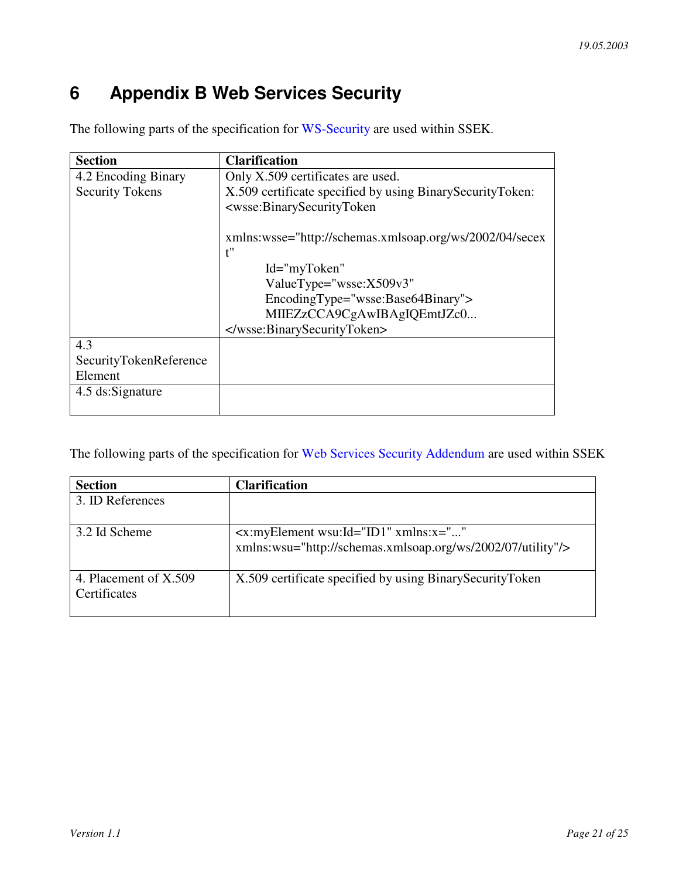# 6 Appendix B Web Services Security

The following parts of the specification for WS-Security are used within SSEK.

| Section | Clarification |
| --- | --- |
| 4.2 Encoding Binary Security Tokens | Only X.509 certificates are used.<br>X.509 certificate specified by using BinarySecurityToken:<br>`<wsse:BinarySecurityToken`<br><br>`xmlns:wsse="http://schemas.xmlsoap.org/ws/2002/04/secext"`<br>`Id="myToken"`<br>`ValueType="wsse:X509v3"`<br>`EncodingType="wsse:Base64Binary">`<br>`MIIEZzCCA9CgAwIBAgIQEmtJZc0...`<br>`</wsse:BinarySecurityToken>` |
| 4.3 SecurityTokenReference Element | |
| 4.5 ds:Signature | |

The following parts of the specification for Web Services Security Addendum are used within SSEK

| Section | Clarification |
| --- | --- |
| 3. ID References | |
| 3.2 Id Scheme | `<x:myElement wsu:Id="ID1" xmlns:x="..."`<br>`xmlns:wsu="http://schemas.xmlsoap.org/ws/2002/07/utility"/>` |
| 4. Placement of X.509 Certificates | X.509 certificate specified by using BinarySecurityToken |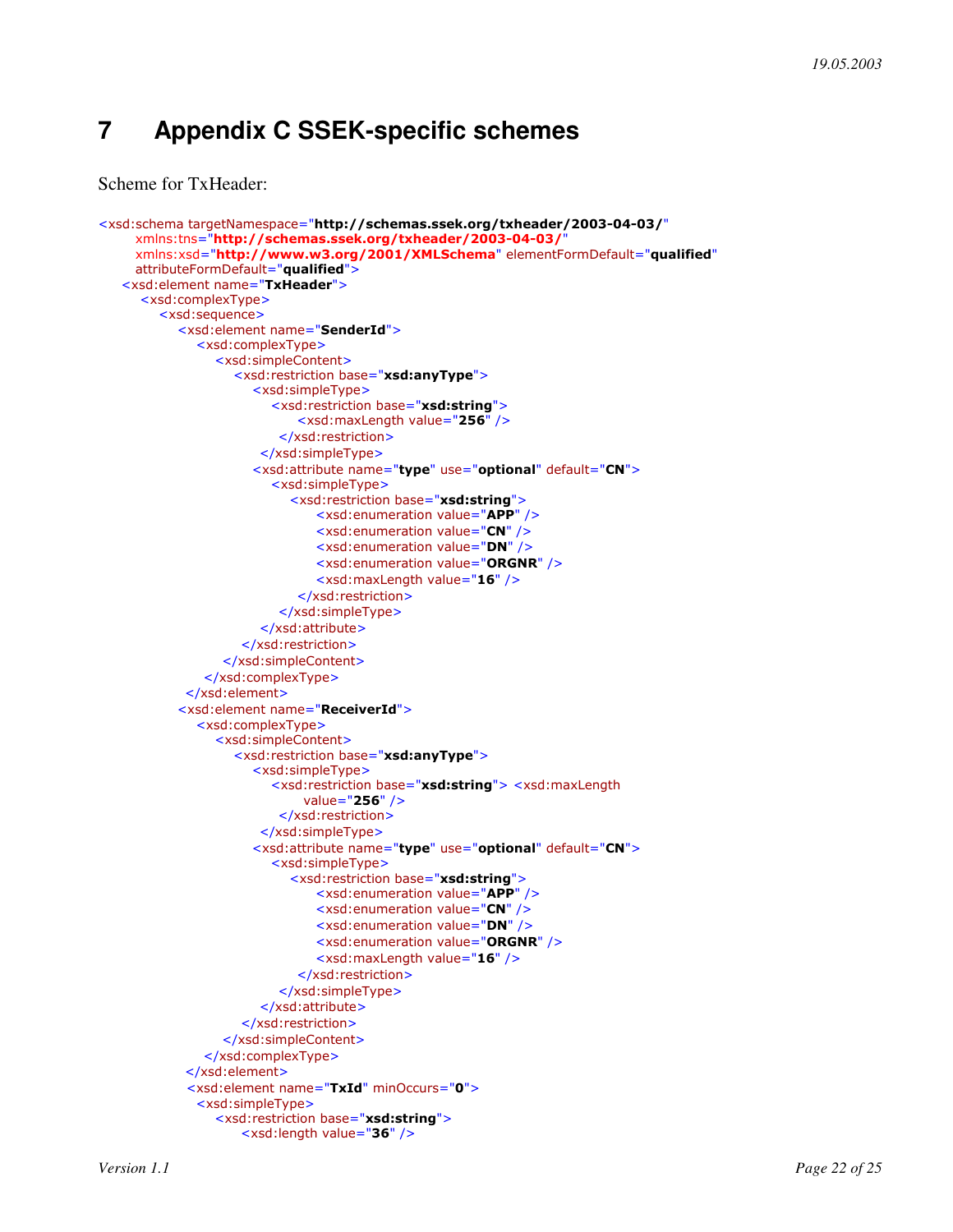# 7 Appendix C SSEK-specific schemes

Scheme for TxHeader:

```
<xsd:schema targetNamespace="http://schemas.ssek.org/txheader/2003-04-03/"
      xmlns:tns="http://schemas.ssek.org/txheader/2003-04-03/"
      xmlns:xsd="http://www.w3.org/2001/XMLSchema" elementFormDefault="qualified"
      attributeFormDefault="qualified">
   <xsd:element name="TxHeader">
      <xsd:complexType>
         <xsd:sequence>
            <xsd:element name="SenderId">
               <xsd:complexType>
                  <xsd:simpleContent>
                     <xsd:restriction base="xsd:anyType">
                        <xsd:simpleType>
                           <xsd:restriction base="xsd:string">
                                 <xsd:maxLength value="256" />
                           </xsd:restriction>
                        </xsd:simpleType>
                        <xsd:attribute name="type" use="optional" default="CN">
                           <xsd:simpleType>
                              <xsd:restriction base="xsd:string">
                                    <xsd:enumeration value="APP" />
                                    <xsd:enumeration value="CN" />
                                    <xsd:enumeration value="DN" />
                                    <xsd:enumeration value="ORGNR" />
                                    <xsd:maxLength value="16" />
                              </xsd:restriction>
                           </xsd:simpleType>
                        </xsd:attribute>
                     </xsd:restriction>
                  </xsd:simpleContent>
               </xsd:complexType>
            </xsd:element>
            <xsd:element name="ReceiverId">
               <xsd:complexType>
                  <xsd:simpleContent>
                     <xsd:restriction base="xsd:anyType">
                        <xsd:simpleType>
                           <xsd:restriction base="xsd:string"> <xsd:maxLength
                                 value="256" />
                           </xsd:restriction>
                        </xsd:simpleType>
                        <xsd:attribute name="type" use="optional" default="CN">
                           <xsd:simpleType>
                              <xsd:restriction base="xsd:string">
                                    <xsd:enumeration value="APP" />
                                    <xsd:enumeration value="CN" />
                                    <xsd:enumeration value="DN" />
                                    <xsd:enumeration value="ORGNR" />
                                    <xsd:maxLength value="16" />
                              </xsd:restriction>
                           </xsd:simpleType>
                        </xsd:attribute>
                     </xsd:restriction>
                  </xsd:simpleContent>
               </xsd:complexType>
            </xsd:element>
            <xsd:element name="TxId" minOccurs="0">
               <xsd:simpleType>
                  <xsd:restriction base="xsd:string">
                     <xsd:length value="36" />
```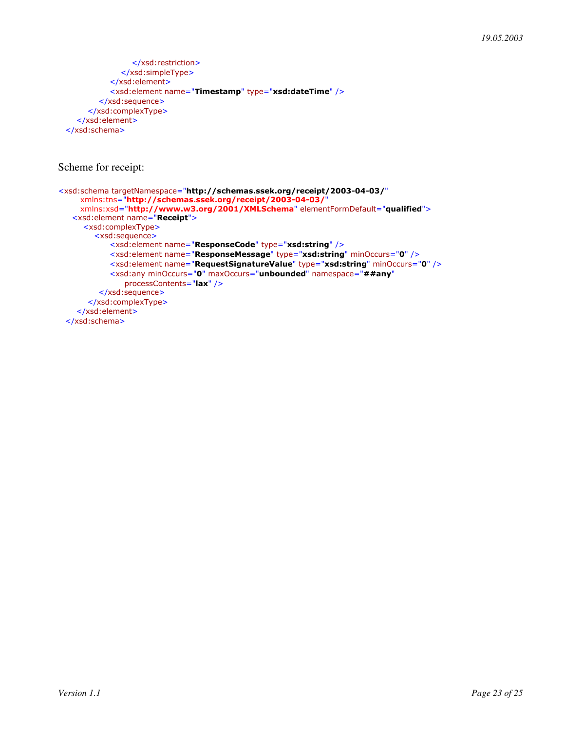```
                    </xsd:restriction>
                </xsd:simpleType>
            </xsd:element>
            <xsd:element name="Timestamp" type="xsd:dateTime" />
        </xsd:sequence>
    </xsd:complexType>
  </xsd:element>
</xsd:schema>
```

Scheme for receipt:

```
<xsd:schema targetNamespace="http://schemas.ssek.org/receipt/2003-04-03/"
      xmlns:tns="http://schemas.ssek.org/receipt/2003-04-03/"
      xmlns:xsd="http://www.w3.org/2001/XMLSchema" elementFormDefault="qualified">
   <xsd:element name="Receipt">
      <xsd:complexType>
         <xsd:sequence>
            <xsd:element name="ResponseCode" type="xsd:string" />
            <xsd:element name="ResponseMessage" type="xsd:string" minOccurs="0" />
            <xsd:element name="RequestSignatureValue" type="xsd:string" minOccurs="0" />
            <xsd:any minOccurs="0" maxOccurs="unbounded" namespace="##any"
                 processContents="lax" />
         </xsd:sequence>
      </xsd:complexType>
   </xsd:element>
</xsd:schema>
```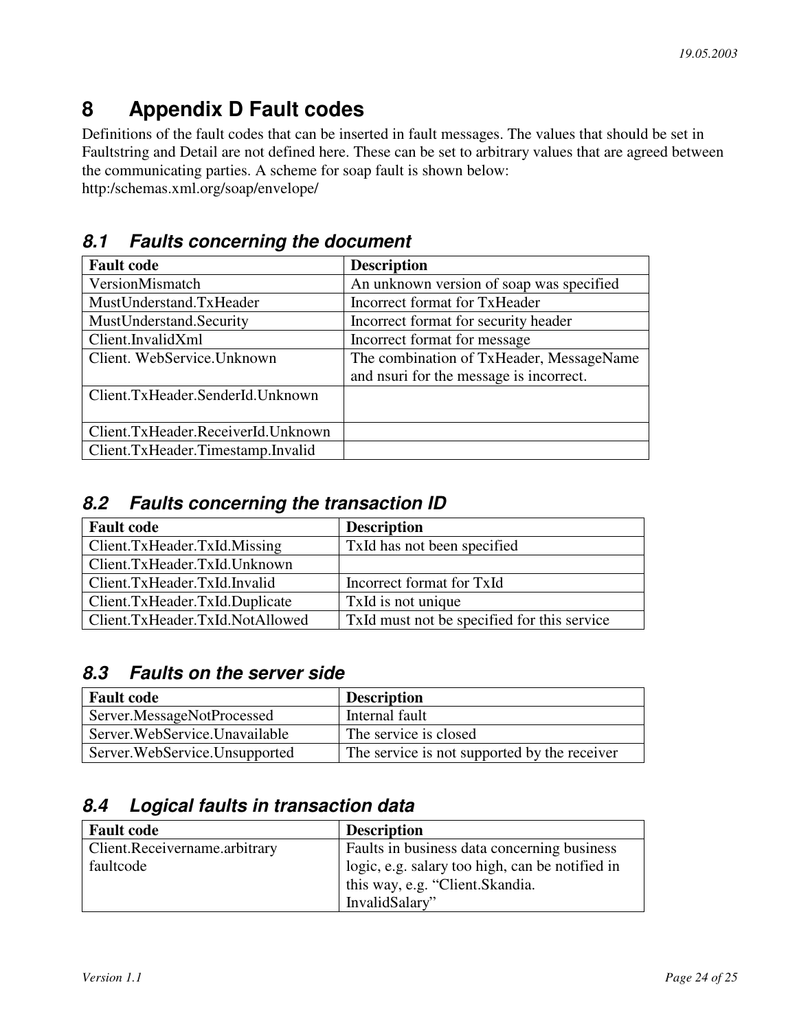# 8 Appendix D Fault codes

Definitions of the fault codes that can be inserted in fault messages. The values that should be set in Faultstring and Detail are not defined here. These can be set to arbitrary values that are agreed between the communicating parties. A scheme for soap fault is shown below:
http:/schemas.xml.org/soap/envelope/

## 8.1 Faults concerning the document

| Fault code | Description |
|---|---|
| VersionMismatch | An unknown version of soap was specified |
| MustUnderstand.TxHeader | Incorrect format for TxHeader |
| MustUnderstand.Security | Incorrect format for security header |
| Client.InvalidXml | Incorrect format for message |
| Client. WebService.Unknown | The combination of TxHeader, MessageName and nsuri for the message is incorrect. |
| Client.TxHeader.SenderId.Unknown | |
| Client.TxHeader.ReceiverId.Unknown | |
| Client.TxHeader.Timestamp.Invalid | |

## 8.2 Faults concerning the transaction ID

| Fault code | Description |
|---|---|
| Client.TxHeader.TxId.Missing | TxId has not been specified |
| Client.TxHeader.TxId.Unknown | |
| Client.TxHeader.TxId.Invalid | Incorrect format for TxId |
| Client.TxHeader.TxId.Duplicate | TxId is not unique |
| Client.TxHeader.TxId.NotAllowed | TxId must not be specified for this service |

## 8.3 Faults on the server side

| Fault code | Description |
|---|---|
| Server.MessageNotProcessed | Internal fault |
| Server.WebService.Unavailable | The service is closed |
| Server.WebService.Unsupported | The service is not supported by the receiver |

## 8.4 Logical faults in transaction data

| Fault code | Description |
|---|---|
| Client.Receivername.arbitrary faultcode | Faults in business data concerning business logic, e.g. salary too high, can be notified in this way, e.g. "Client.Skandia. InvalidSalary" |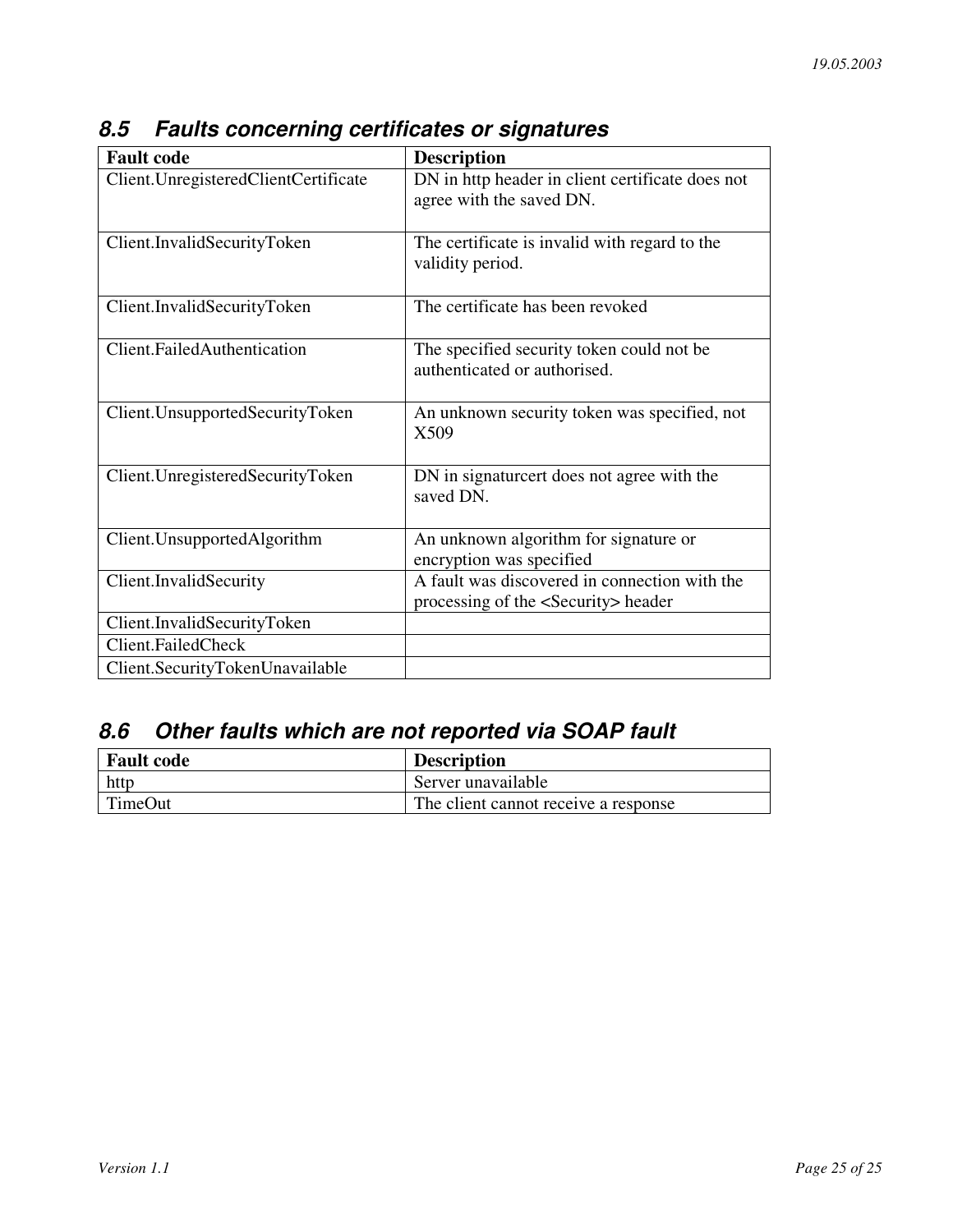## 8.5 Faults concerning certificates or signatures

| Fault code | Description |
|---|---|
| Client.UnregisteredClientCertificate | DN in http header in client certificate does not agree with the saved DN. |
| Client.InvalidSecurityToken | The certificate is invalid with regard to the validity period. |
| Client.InvalidSecurityToken | The certificate has been revoked |
| Client.FailedAuthentication | The specified security token could not be authenticated or authorised. |
| Client.UnsupportedSecurityToken | An unknown security token was specified, not X509 |
| Client.UnregisteredSecurityToken | DN in signaturcert does not agree with the saved DN. |
| Client.UnsupportedAlgorithm | An unknown algorithm for signature or encryption was specified |
| Client.InvalidSecurity | A fault was discovered in connection with the processing of the <Security> header |
| Client.InvalidSecurityToken | |
| Client.FailedCheck | |
| Client.SecurityTokenUnavailable | |

## 8.6 Other faults which are not reported via SOAP fault

| Fault code | Description |
|---|---|
| http | Server unavailable |
| TimeOut | The client cannot receive a response |